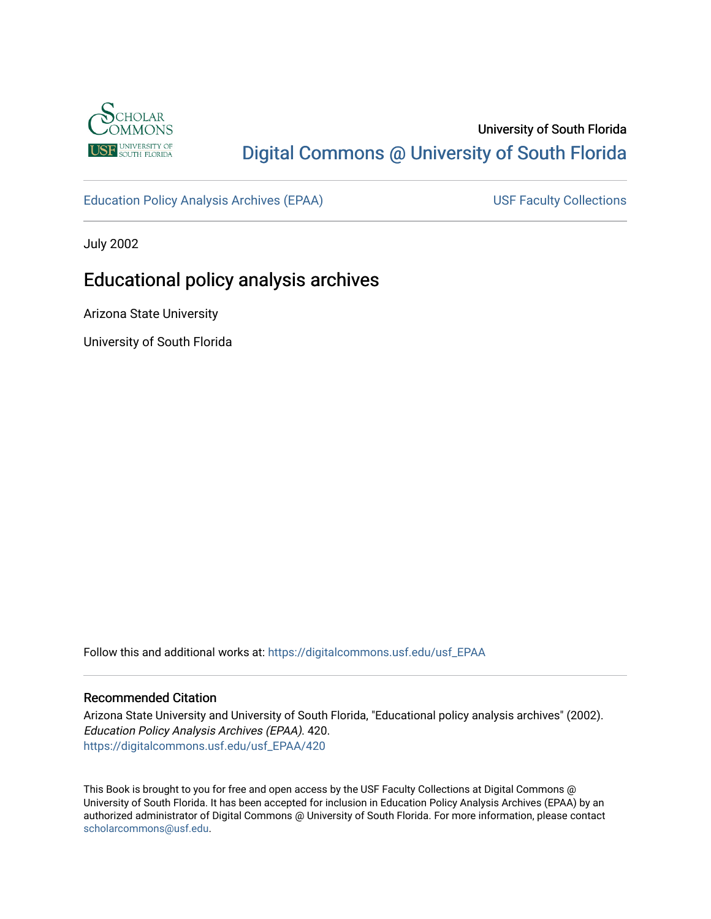University of South Florida

[Digital Commons @ University of South Florida](https://digitalcommons.usf.edu)

Education Policy Analysis Archives (EPAA) | USF Faculty Collections

July 2002

# Educational policy analysis archives

Arizona State University

University of South Florida

Follow this and additional works at: https://digitalcommons.usf.edu/usf_EPAA

## Recommended Citation

Arizona State University and University of South Florida, "Educational policy analysis archives" (2002). *Education Policy Analysis Archives (EPAA)*. 420.
https://digitalcommons.usf.edu/usf_EPAA/420

This Book is brought to you for free and open access by the USF Faculty Collections at Digital Commons @ University of South Florida. It has been accepted for inclusion in Education Policy Analysis Archives (EPAA) by an authorized administrator of Digital Commons @ University of South Florida. For more information, please contact scholarcommons@usf.edu.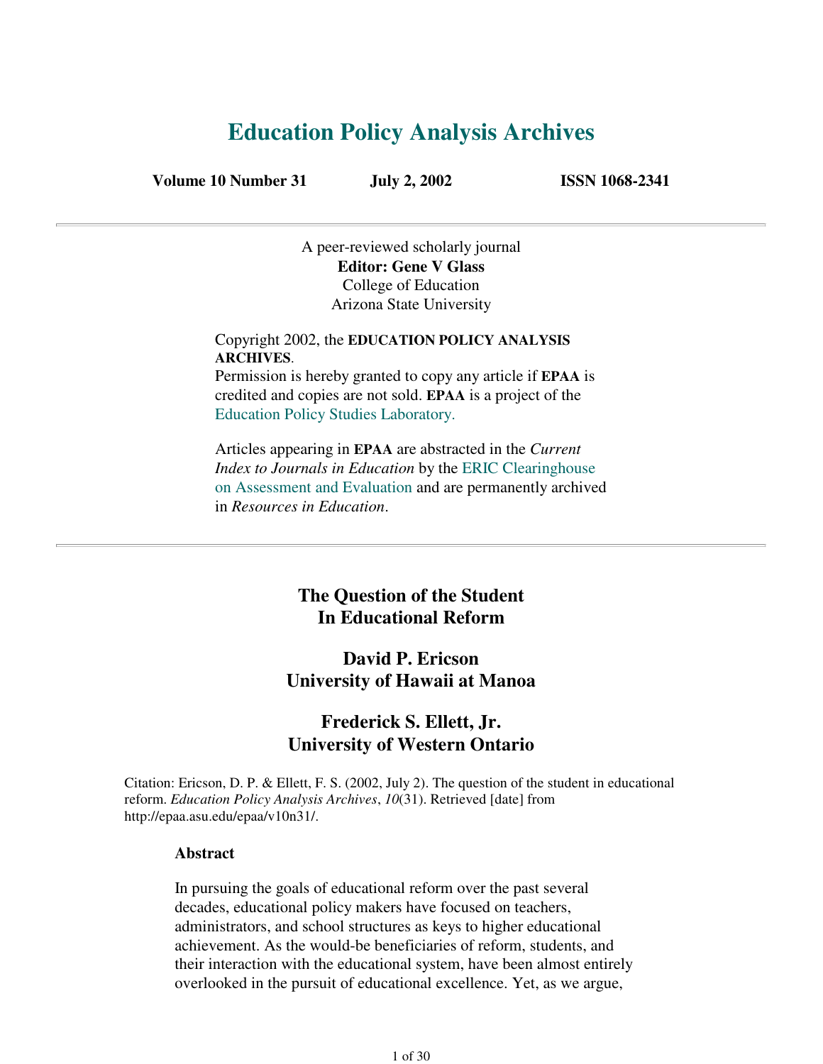# Education Policy Analysis Archives

**Volume 10 Number 31** **July 2, 2002** **ISSN 1068-2341**

---

A peer-reviewed scholarly journal
**Editor: Gene V Glass**
College of Education
Arizona State University

Copyright 2002, the **EDUCATION POLICY ANALYSIS ARCHIVES**.
Permission is hereby granted to copy any article if **EPAA** is credited and copies are not sold. **EPAA** is a project of the Education Policy Studies Laboratory.

Articles appearing in **EPAA** are abstracted in the *Current Index to Journals in Education* by the ERIC Clearinghouse on Assessment and Evaluation and are permanently archived in *Resources in Education*.

---

## The Question of the Student In Educational Reform

### David P. Ericson
### University of Hawaii at Manoa

### Frederick S. Ellett, Jr.
### University of Western Ontario

Citation: Ericson, D. P. & Ellett, F. S. (2002, July 2). The question of the student in educational reform. *Education Policy Analysis Archives*, *10*(31). Retrieved [date] from http://epaa.asu.edu/epaa/v10n31/.

**Abstract**

In pursuing the goals of educational reform over the past several decades, educational policy makers have focused on teachers, administrators, and school structures as keys to higher educational achievement. As the would-be beneficiaries of reform, students, and their interaction with the educational system, have been almost entirely overlooked in the pursuit of educational excellence. Yet, as we argue,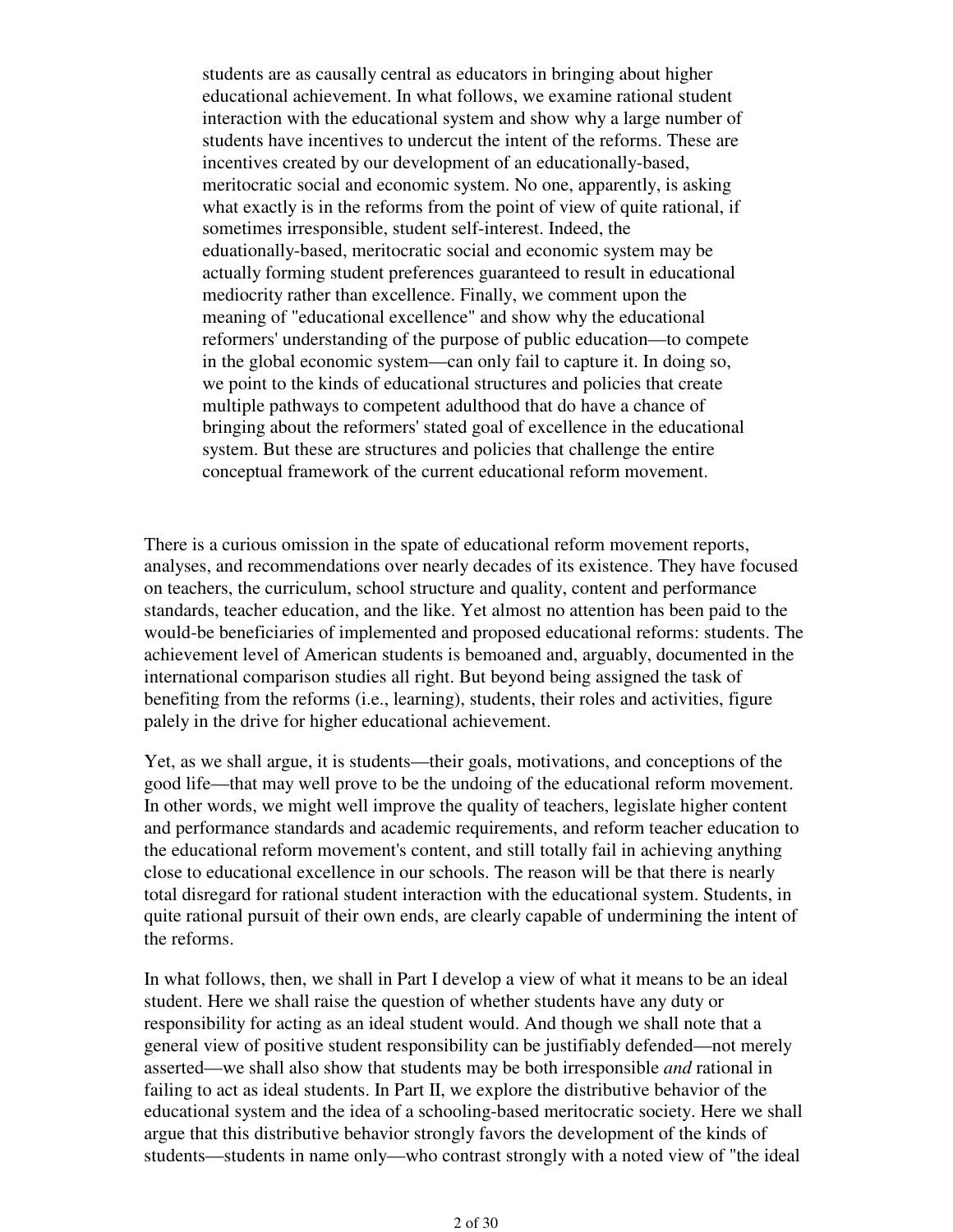students are as causally central as educators in bringing about higher educational achievement. In what follows, we examine rational student interaction with the educational system and show why a large number of students have incentives to undercut the intent of the reforms. These are incentives created by our development of an educationally-based, meritocratic social and economic system. No one, apparently, is asking what exactly is in the reforms from the point of view of quite rational, if sometimes irresponsible, student self-interest. Indeed, the eduationally-based, meritocratic social and economic system may be actually forming student preferences guaranteed to result in educational mediocrity rather than excellence. Finally, we comment upon the meaning of "educational excellence" and show why the educational reformers' understanding of the purpose of public education—to compete in the global economic system—can only fail to capture it. In doing so, we point to the kinds of educational structures and policies that create multiple pathways to competent adulthood that do have a chance of bringing about the reformers' stated goal of excellence in the educational system. But these are structures and policies that challenge the entire conceptual framework of the current educational reform movement.

There is a curious omission in the spate of educational reform movement reports, analyses, and recommendations over nearly decades of its existence. They have focused on teachers, the curriculum, school structure and quality, content and performance standards, teacher education, and the like. Yet almost no attention has been paid to the would-be beneficiaries of implemented and proposed educational reforms: students. The achievement level of American students is bemoaned and, arguably, documented in the international comparison studies all right. But beyond being assigned the task of benefiting from the reforms (i.e., learning), students, their roles and activities, figure palely in the drive for higher educational achievement.

Yet, as we shall argue, it is students—their goals, motivations, and conceptions of the good life—that may well prove to be the undoing of the educational reform movement. In other words, we might well improve the quality of teachers, legislate higher content and performance standards and academic requirements, and reform teacher education to the educational reform movement's content, and still totally fail in achieving anything close to educational excellence in our schools. The reason will be that there is nearly total disregard for rational student interaction with the educational system. Students, in quite rational pursuit of their own ends, are clearly capable of undermining the intent of the reforms.

In what follows, then, we shall in Part I develop a view of what it means to be an ideal student. Here we shall raise the question of whether students have any duty or responsibility for acting as an ideal student would. And though we shall note that a general view of positive student responsibility can be justifiably defended—not merely asserted—we shall also show that students may be both irresponsible *and* rational in failing to act as ideal students. In Part II, we explore the distributive behavior of the educational system and the idea of a schooling-based meritocratic society. Here we shall argue that this distributive behavior strongly favors the development of the kinds of students—students in name only—who contrast strongly with a noted view of "the ideal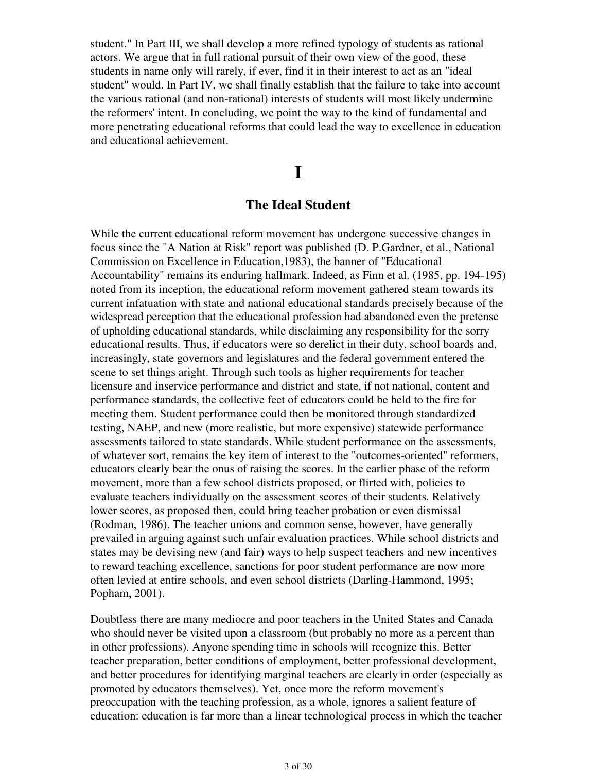student." In Part III, we shall develop a more refined typology of students as rational actors. We argue that in full rational pursuit of their own view of the good, these students in name only will rarely, if ever, find it in their interest to act as an "ideal student" would. In Part IV, we shall finally establish that the failure to take into account the various rational (and non-rational) interests of students will most likely undermine the reformers' intent. In concluding, we point the way to the kind of fundamental and more penetrating educational reforms that could lead the way to excellence in education and educational achievement.

# I

## The Ideal Student

While the current educational reform movement has undergone successive changes in focus since the "A Nation at Risk" report was published (D. P.Gardner, et al., National Commission on Excellence in Education,1983), the banner of "Educational Accountability" remains its enduring hallmark. Indeed, as Finn et al. (1985, pp. 194-195) noted from its inception, the educational reform movement gathered steam towards its current infatuation with state and national educational standards precisely because of the widespread perception that the educational profession had abandoned even the pretense of upholding educational standards, while disclaiming any responsibility for the sorry educational results. Thus, if educators were so derelict in their duty, school boards and, increasingly, state governors and legislatures and the federal government entered the scene to set things aright. Through such tools as higher requirements for teacher licensure and inservice performance and district and state, if not national, content and performance standards, the collective feet of educators could be held to the fire for meeting them. Student performance could then be monitored through standardized testing, NAEP, and new (more realistic, but more expensive) statewide performance assessments tailored to state standards. While student performance on the assessments, of whatever sort, remains the key item of interest to the "outcomes-oriented" reformers, educators clearly bear the onus of raising the scores. In the earlier phase of the reform movement, more than a few school districts proposed, or flirted with, policies to evaluate teachers individually on the assessment scores of their students. Relatively lower scores, as proposed then, could bring teacher probation or even dismissal (Rodman, 1986). The teacher unions and common sense, however, have generally prevailed in arguing against such unfair evaluation practices. While school districts and states may be devising new (and fair) ways to help suspect teachers and new incentives to reward teaching excellence, sanctions for poor student performance are now more often levied at entire schools, and even school districts (Darling-Hammond, 1995; Popham, 2001).

Doubtless there are many mediocre and poor teachers in the United States and Canada who should never be visited upon a classroom (but probably no more as a percent than in other professions). Anyone spending time in schools will recognize this. Better teacher preparation, better conditions of employment, better professional development, and better procedures for identifying marginal teachers are clearly in order (especially as promoted by educators themselves). Yet, once more the reform movement's preoccupation with the teaching profession, as a whole, ignores a salient feature of education: education is far more than a linear technological process in which the teacher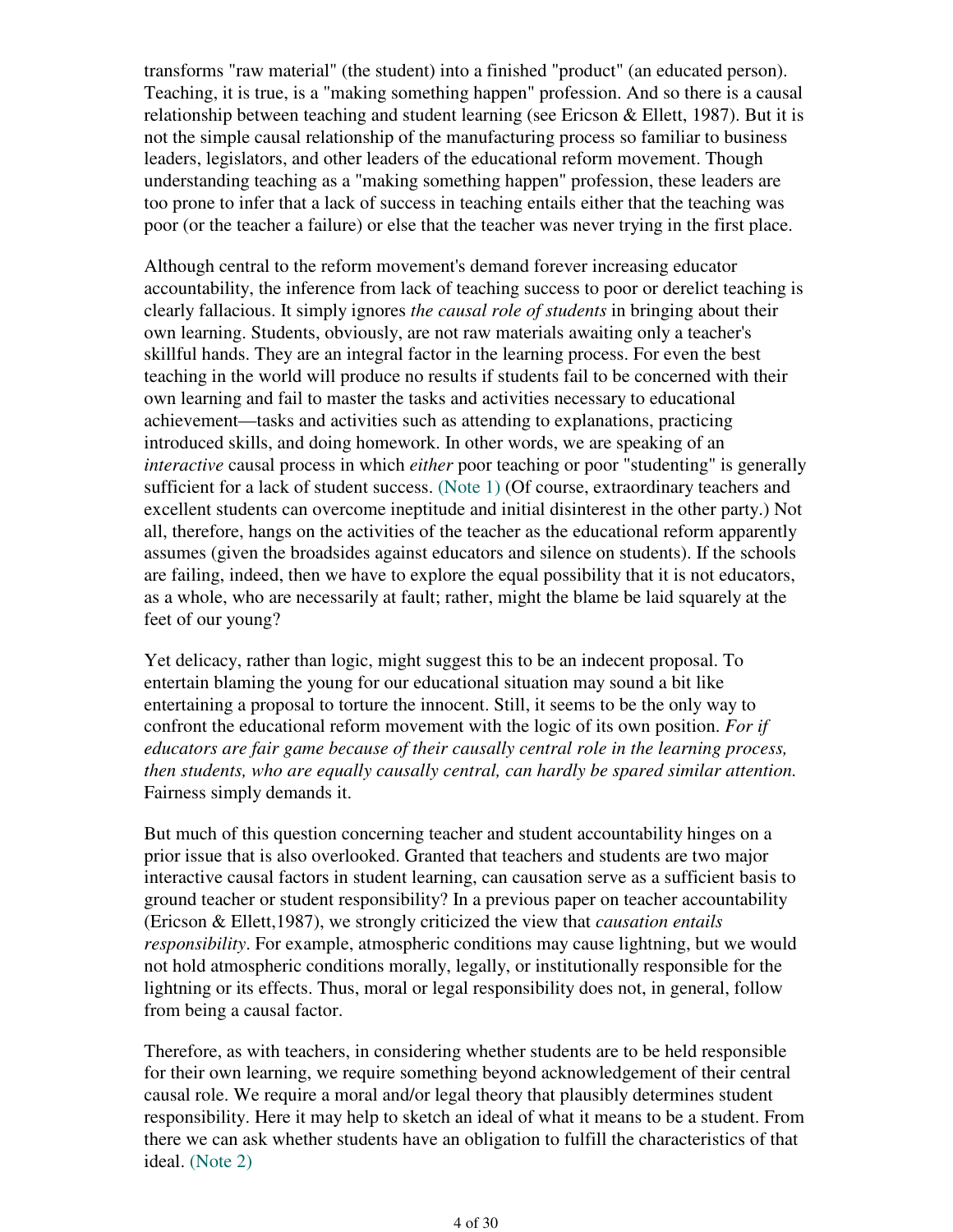transforms "raw material" (the student) into a finished "product" (an educated person). Teaching, it is true, is a "making something happen" profession. And so there is a causal relationship between teaching and student learning (see Ericson & Ellett, 1987). But it is not the simple causal relationship of the manufacturing process so familiar to business leaders, legislators, and other leaders of the educational reform movement. Though understanding teaching as a "making something happen" profession, these leaders are too prone to infer that a lack of success in teaching entails either that the teaching was poor (or the teacher a failure) or else that the teacher was never trying in the first place.

Although central to the reform movement's demand forever increasing educator accountability, the inference from lack of teaching success to poor or derelict teaching is clearly fallacious. It simply ignores *the causal role of students* in bringing about their own learning. Students, obviously, are not raw materials awaiting only a teacher's skillful hands. They are an integral factor in the learning process. For even the best teaching in the world will produce no results if students fail to be concerned with their own learning and fail to master the tasks and activities necessary to educational achievement—tasks and activities such as attending to explanations, practicing introduced skills, and doing homework. In other words, we are speaking of an *interactive* causal process in which *either* poor teaching or poor "studenting" is generally sufficient for a lack of student success. (Note 1) (Of course, extraordinary teachers and excellent students can overcome ineptitude and initial disinterest in the other party.) Not all, therefore, hangs on the activities of the teacher as the educational reform apparently assumes (given the broadsides against educators and silence on students). If the schools are failing, indeed, then we have to explore the equal possibility that it is not educators, as a whole, who are necessarily at fault; rather, might the blame be laid squarely at the feet of our young?

Yet delicacy, rather than logic, might suggest this to be an indecent proposal. To entertain blaming the young for our educational situation may sound a bit like entertaining a proposal to torture the innocent. Still, it seems to be the only way to confront the educational reform movement with the logic of its own position. *For if educators are fair game because of their causally central role in the learning process, then students, who are equally causally central, can hardly be spared similar attention.* Fairness simply demands it.

But much of this question concerning teacher and student accountability hinges on a prior issue that is also overlooked. Granted that teachers and students are two major interactive causal factors in student learning, can causation serve as a sufficient basis to ground teacher or student responsibility? In a previous paper on teacher accountability (Ericson & Ellett,1987), we strongly criticized the view that *causation entails responsibility*. For example, atmospheric conditions may cause lightning, but we would not hold atmospheric conditions morally, legally, or institutionally responsible for the lightning or its effects. Thus, moral or legal responsibility does not, in general, follow from being a causal factor.

Therefore, as with teachers, in considering whether students are to be held responsible for their own learning, we require something beyond acknowledgement of their central causal role. We require a moral and/or legal theory that plausibly determines student responsibility. Here it may help to sketch an ideal of what it means to be a student. From there we can ask whether students have an obligation to fulfill the characteristics of that ideal. (Note 2)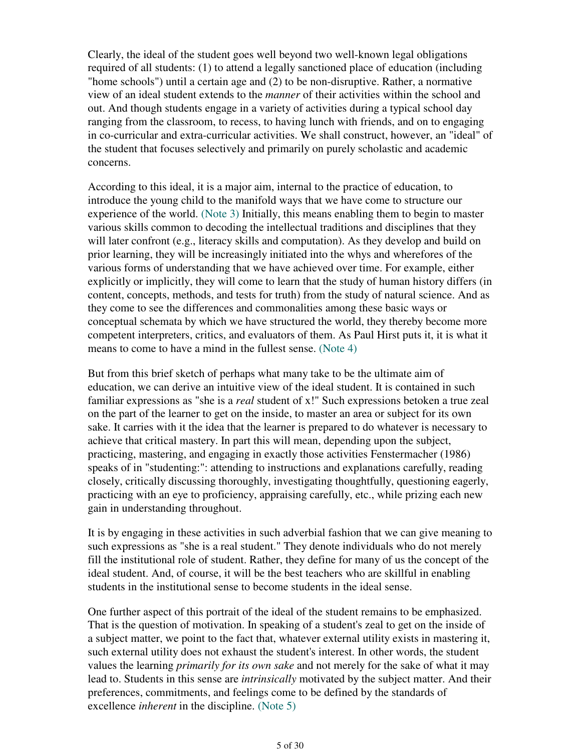Clearly, the ideal of the student goes well beyond two well-known legal obligations required of all students: (1) to attend a legally sanctioned place of education (including "home schools") until a certain age and (2) to be non-disruptive. Rather, a normative view of an ideal student extends to the *manner* of their activities within the school and out. And though students engage in a variety of activities during a typical school day ranging from the classroom, to recess, to having lunch with friends, and on to engaging in co-curricular and extra-curricular activities. We shall construct, however, an "ideal" of the student that focuses selectively and primarily on purely scholastic and academic concerns.

According to this ideal, it is a major aim, internal to the practice of education, to introduce the young child to the manifold ways that we have come to structure our experience of the world. (Note 3) Initially, this means enabling them to begin to master various skills common to decoding the intellectual traditions and disciplines that they will later confront (e.g., literacy skills and computation). As they develop and build on prior learning, they will be increasingly initiated into the whys and wherefores of the various forms of understanding that we have achieved over time. For example, either explicitly or implicitly, they will come to learn that the study of human history differs (in content, concepts, methods, and tests for truth) from the study of natural science. And as they come to see the differences and commonalities among these basic ways or conceptual schemata by which we have structured the world, they thereby become more competent interpreters, critics, and evaluators of them. As Paul Hirst puts it, it is what it means to come to have a mind in the fullest sense. (Note 4)

But from this brief sketch of perhaps what many take to be the ultimate aim of education, we can derive an intuitive view of the ideal student. It is contained in such familiar expressions as "she is a *real* student of x!" Such expressions betoken a true zeal on the part of the learner to get on the inside, to master an area or subject for its own sake. It carries with it the idea that the learner is prepared to do whatever is necessary to achieve that critical mastery. In part this will mean, depending upon the subject, practicing, mastering, and engaging in exactly those activities Fenstermacher (1986) speaks of in "studenting:": attending to instructions and explanations carefully, reading closely, critically discussing thoroughly, investigating thoughtfully, questioning eagerly, practicing with an eye to proficiency, appraising carefully, etc., while prizing each new gain in understanding throughout.

It is by engaging in these activities in such adverbial fashion that we can give meaning to such expressions as "she is a real student." They denote individuals who do not merely fill the institutional role of student. Rather, they define for many of us the concept of the ideal student. And, of course, it will be the best teachers who are skillful in enabling students in the institutional sense to become students in the ideal sense.

One further aspect of this portrait of the ideal of the student remains to be emphasized. That is the question of motivation. In speaking of a student's zeal to get on the inside of a subject matter, we point to the fact that, whatever external utility exists in mastering it, such external utility does not exhaust the student's interest. In other words, the student values the learning *primarily for its own sake* and not merely for the sake of what it may lead to. Students in this sense are *intrinsically* motivated by the subject matter. And their preferences, commitments, and feelings come to be defined by the standards of excellence *inherent* in the discipline. (Note 5)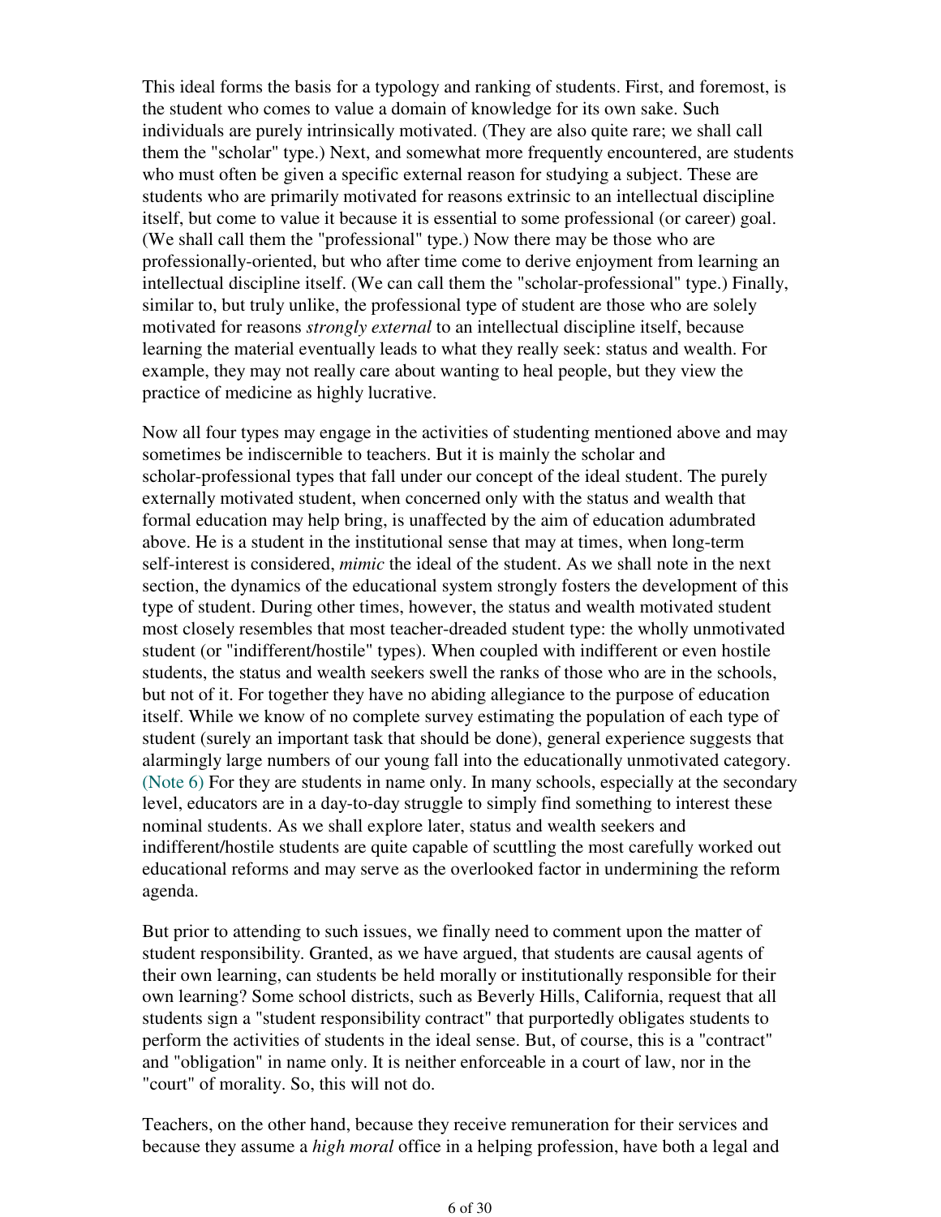This ideal forms the basis for a typology and ranking of students. First, and foremost, is the student who comes to value a domain of knowledge for its own sake. Such individuals are purely intrinsically motivated. (They are also quite rare; we shall call them the "scholar" type.) Next, and somewhat more frequently encountered, are students who must often be given a specific external reason for studying a subject. These are students who are primarily motivated for reasons extrinsic to an intellectual discipline itself, but come to value it because it is essential to some professional (or career) goal. (We shall call them the "professional" type.) Now there may be those who are professionally-oriented, but who after time come to derive enjoyment from learning an intellectual discipline itself. (We can call them the "scholar-professional" type.) Finally, similar to, but truly unlike, the professional type of student are those who are solely motivated for reasons *strongly external* to an intellectual discipline itself, because learning the material eventually leads to what they really seek: status and wealth. For example, they may not really care about wanting to heal people, but they view the practice of medicine as highly lucrative.

Now all four types may engage in the activities of studenting mentioned above and may sometimes be indiscernible to teachers. But it is mainly the scholar and scholar-professional types that fall under our concept of the ideal student. The purely externally motivated student, when concerned only with the status and wealth that formal education may help bring, is unaffected by the aim of education adumbrated above. He is a student in the institutional sense that may at times, when long-term self-interest is considered, *mimic* the ideal of the student. As we shall note in the next section, the dynamics of the educational system strongly fosters the development of this type of student. During other times, however, the status and wealth motivated student most closely resembles that most teacher-dreaded student type: the wholly unmotivated student (or "indifferent/hostile" types). When coupled with indifferent or even hostile students, the status and wealth seekers swell the ranks of those who are in the schools, but not of it. For together they have no abiding allegiance to the purpose of education itself. While we know of no complete survey estimating the population of each type of student (surely an important task that should be done), general experience suggests that alarmingly large numbers of our young fall into the educationally unmotivated category. (Note 6) For they are students in name only. In many schools, especially at the secondary level, educators are in a day-to-day struggle to simply find something to interest these nominal students. As we shall explore later, status and wealth seekers and indifferent/hostile students are quite capable of scuttling the most carefully worked out educational reforms and may serve as the overlooked factor in undermining the reform agenda.

But prior to attending to such issues, we finally need to comment upon the matter of student responsibility. Granted, as we have argued, that students are causal agents of their own learning, can students be held morally or institutionally responsible for their own learning? Some school districts, such as Beverly Hills, California, request that all students sign a "student responsibility contract" that purportedly obligates students to perform the activities of students in the ideal sense. But, of course, this is a "contract" and "obligation" in name only. It is neither enforceable in a court of law, nor in the "court" of morality. So, this will not do.

Teachers, on the other hand, because they receive remuneration for their services and because they assume a *high moral* office in a helping profession, have both a legal and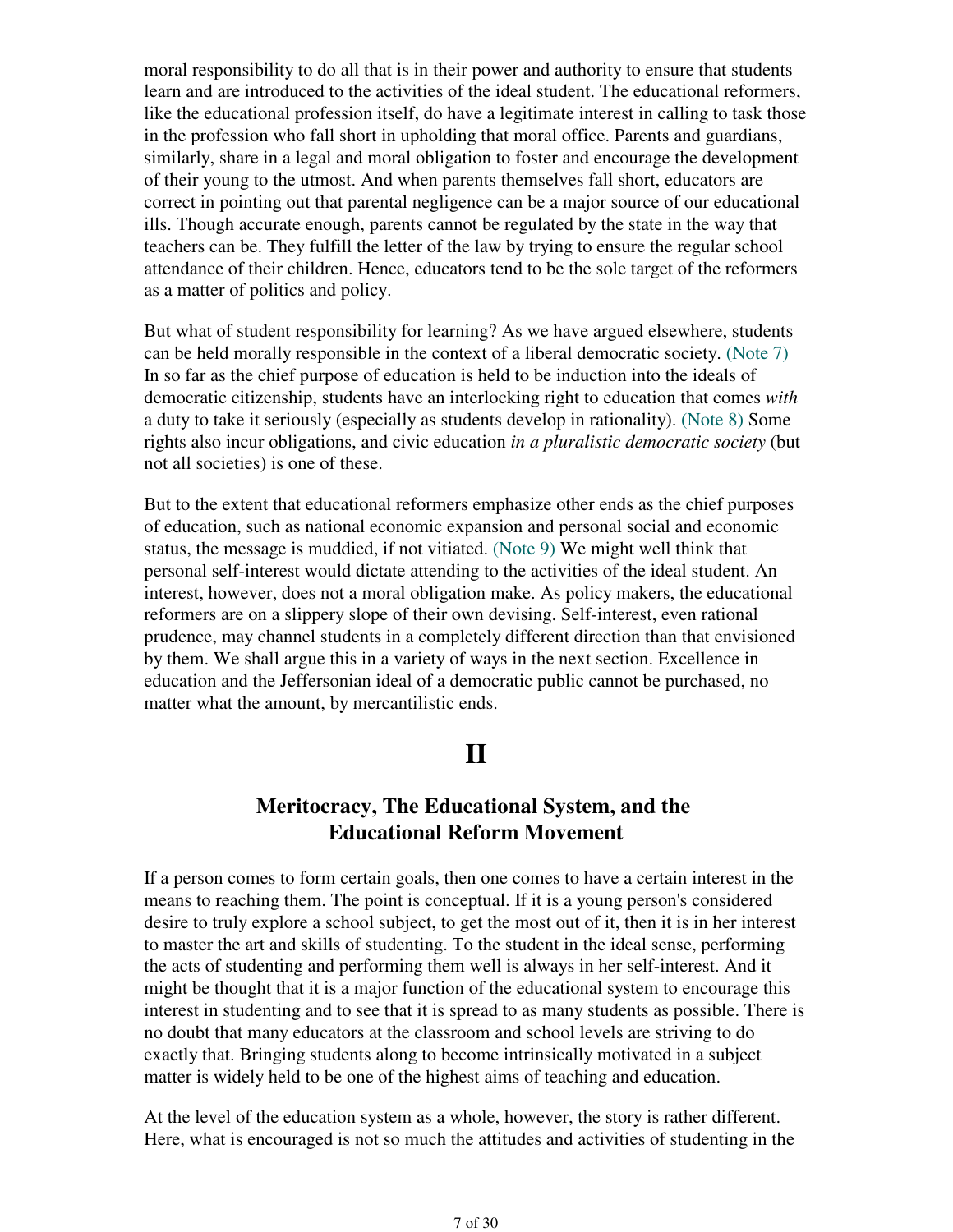moral responsibility to do all that is in their power and authority to ensure that students learn and are introduced to the activities of the ideal student. The educational reformers, like the educational profession itself, do have a legitimate interest in calling to task those in the profession who fall short in upholding that moral office. Parents and guardians, similarly, share in a legal and moral obligation to foster and encourage the development of their young to the utmost. And when parents themselves fall short, educators are correct in pointing out that parental negligence can be a major source of our educational ills. Though accurate enough, parents cannot be regulated by the state in the way that teachers can be. They fulfill the letter of the law by trying to ensure the regular school attendance of their children. Hence, educators tend to be the sole target of the reformers as a matter of politics and policy.

But what of student responsibility for learning? As we have argued elsewhere, students can be held morally responsible in the context of a liberal democratic society. (Note 7) In so far as the chief purpose of education is held to be induction into the ideals of democratic citizenship, students have an interlocking right to education that comes *with* a duty to take it seriously (especially as students develop in rationality). (Note 8) Some rights also incur obligations, and civic education *in a pluralistic democratic society* (but not all societies) is one of these.

But to the extent that educational reformers emphasize other ends as the chief purposes of education, such as national economic expansion and personal social and economic status, the message is muddied, if not vitiated. (Note 9) We might well think that personal self-interest would dictate attending to the activities of the ideal student. An interest, however, does not a moral obligation make. As policy makers, the educational reformers are on a slippery slope of their own devising. Self-interest, even rational prudence, may channel students in a completely different direction than that envisioned by them. We shall argue this in a variety of ways in the next section. Excellence in education and the Jeffersonian ideal of a democratic public cannot be purchased, no matter what the amount, by mercantilistic ends.

# II

## Meritocracy, The Educational System, and the Educational Reform Movement

If a person comes to form certain goals, then one comes to have a certain interest in the means to reaching them. The point is conceptual. If it is a young person's considered desire to truly explore a school subject, to get the most out of it, then it is in her interest to master the art and skills of studenting. To the student in the ideal sense, performing the acts of studenting and performing them well is always in her self-interest. And it might be thought that it is a major function of the educational system to encourage this interest in studenting and to see that it is spread to as many students as possible. There is no doubt that many educators at the classroom and school levels are striving to do exactly that. Bringing students along to become intrinsically motivated in a subject matter is widely held to be one of the highest aims of teaching and education.

At the level of the education system as a whole, however, the story is rather different. Here, what is encouraged is not so much the attitudes and activities of studenting in the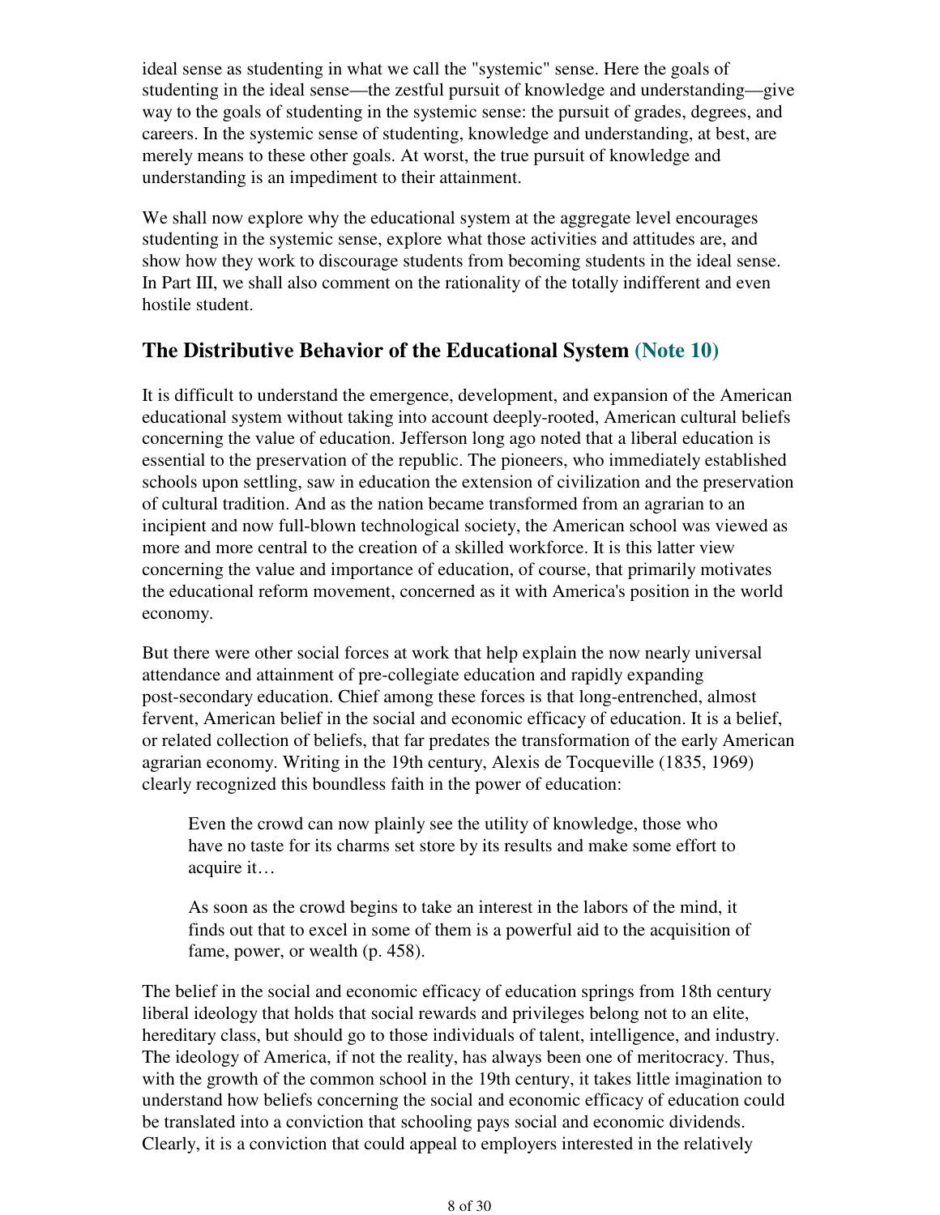ideal sense as studenting in what we call the "systemic" sense. Here the goals of studenting in the ideal sense—the zestful pursuit of knowledge and understanding—give way to the goals of studenting in the systemic sense: the pursuit of grades, degrees, and careers. In the systemic sense of studenting, knowledge and understanding, at best, are merely means to these other goals. At worst, the true pursuit of knowledge and understanding is an impediment to their attainment.

We shall now explore why the educational system at the aggregate level encourages studenting in the systemic sense, explore what those activities and attitudes are, and show how they work to discourage students from becoming students in the ideal sense. In Part III, we shall also comment on the rationality of the totally indifferent and even hostile student.

## The Distributive Behavior of the Educational System (Note 10)

It is difficult to understand the emergence, development, and expansion of the American educational system without taking into account deeply-rooted, American cultural beliefs concerning the value of education. Jefferson long ago noted that a liberal education is essential to the preservation of the republic. The pioneers, who immediately established schools upon settling, saw in education the extension of civilization and the preservation of cultural tradition. And as the nation became transformed from an agrarian to an incipient and now full-blown technological society, the American school was viewed as more and more central to the creation of a skilled workforce. It is this latter view concerning the value and importance of education, of course, that primarily motivates the educational reform movement, concerned as it with America's position in the world economy.

But there were other social forces at work that help explain the now nearly universal attendance and attainment of pre-collegiate education and rapidly expanding post-secondary education. Chief among these forces is that long-entrenched, almost fervent, American belief in the social and economic efficacy of education. It is a belief, or related collection of beliefs, that far predates the transformation of the early American agrarian economy. Writing in the 19th century, Alexis de Tocqueville (1835, 1969) clearly recognized this boundless faith in the power of education:

> Even the crowd can now plainly see the utility of knowledge, those who have no taste for its charms set store by its results and make some effort to acquire it…
>
> As soon as the crowd begins to take an interest in the labors of the mind, it finds out that to excel in some of them is a powerful aid to the acquisition of fame, power, or wealth (p. 458).

The belief in the social and economic efficacy of education springs from 18th century liberal ideology that holds that social rewards and privileges belong not to an elite, hereditary class, but should go to those individuals of talent, intelligence, and industry. The ideology of America, if not the reality, has always been one of meritocracy. Thus, with the growth of the common school in the 19th century, it takes little imagination to understand how beliefs concerning the social and economic efficacy of education could be translated into a conviction that schooling pays social and economic dividends. Clearly, it is a conviction that could appeal to employers interested in the relatively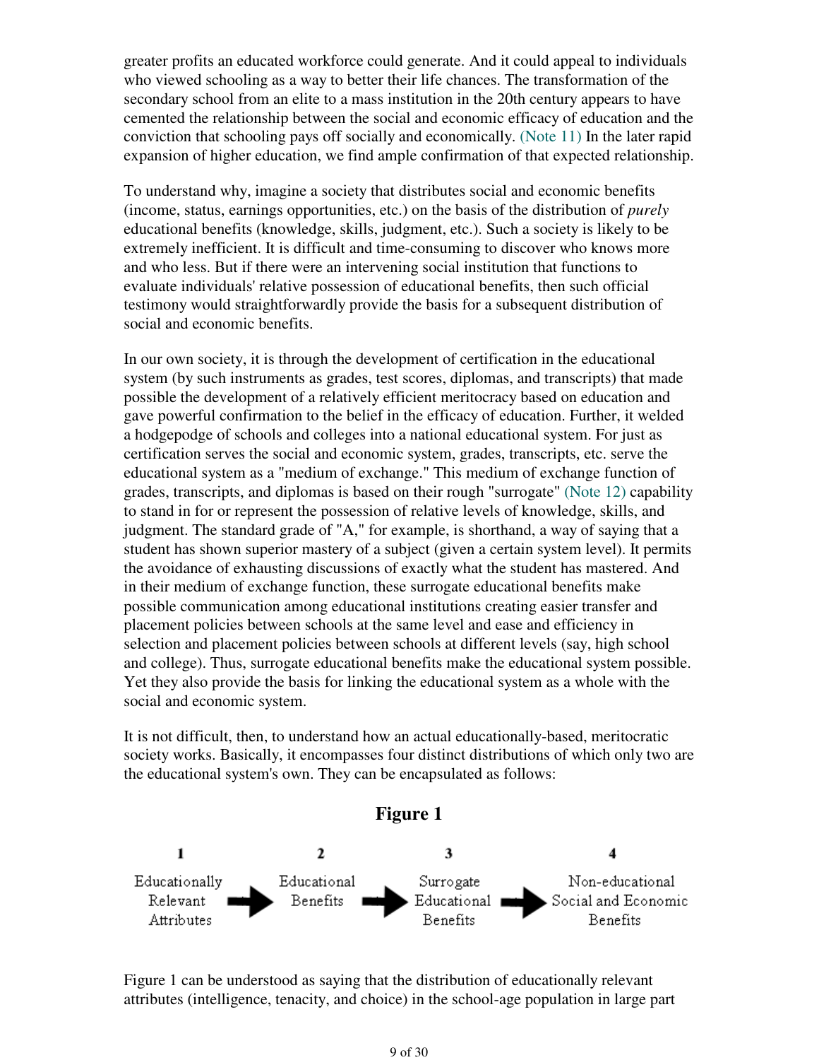greater profits an educated workforce could generate. And it could appeal to individuals who viewed schooling as a way to better their life chances. The transformation of the secondary school from an elite to a mass institution in the 20th century appears to have cemented the relationship between the social and economic efficacy of education and the conviction that schooling pays off socially and economically. (Note 11) In the later rapid expansion of higher education, we find ample confirmation of that expected relationship.

To understand why, imagine a society that distributes social and economic benefits (income, status, earnings opportunities, etc.) on the basis of the distribution of *purely* educational benefits (knowledge, skills, judgment, etc.). Such a society is likely to be extremely inefficient. It is difficult and time-consuming to discover who knows more and who less. But if there were an intervening social institution that functions to evaluate individuals' relative possession of educational benefits, then such official testimony would straightforwardly provide the basis for a subsequent distribution of social and economic benefits.

In our own society, it is through the development of certification in the educational system (by such instruments as grades, test scores, diplomas, and transcripts) that made possible the development of a relatively efficient meritocracy based on education and gave powerful confirmation to the belief in the efficacy of education. Further, it welded a hodgepodge of schools and colleges into a national educational system. For just as certification serves the social and economic system, grades, transcripts, etc. serve the educational system as a "medium of exchange." This medium of exchange function of grades, transcripts, and diplomas is based on their rough "surrogate" (Note 12) capability to stand in for or represent the possession of relative levels of knowledge, skills, and judgment. The standard grade of "A," for example, is shorthand, a way of saying that a student has shown superior mastery of a subject (given a certain system level). It permits the avoidance of exhausting discussions of exactly what the student has mastered. And in their medium of exchange function, these surrogate educational benefits make possible communication among educational institutions creating easier transfer and placement policies between schools at the same level and ease and efficiency in selection and placement policies between schools at different levels (say, high school and college). Thus, surrogate educational benefits make the educational system possible. Yet they also provide the basis for linking the educational system as a whole with the social and economic system.

It is not difficult, then, to understand how an actual educationally-based, meritocratic society works. Basically, it encompasses four distinct distributions of which only two are the educational system's own. They can be encapsulated as follows:

**Figure 1**

| 1 | | 2 | | 3 | | 4 |
|---|---|---|---|---|---|---|
| Educationally Relevant Attributes | → | Educational Benefits | → | Surrogate Educational Benefits | → | Non-educational Social and Economic Benefits |

Figure 1 can be understood as saying that the distribution of educationally relevant attributes (intelligence, tenacity, and choice) in the school-age population in large part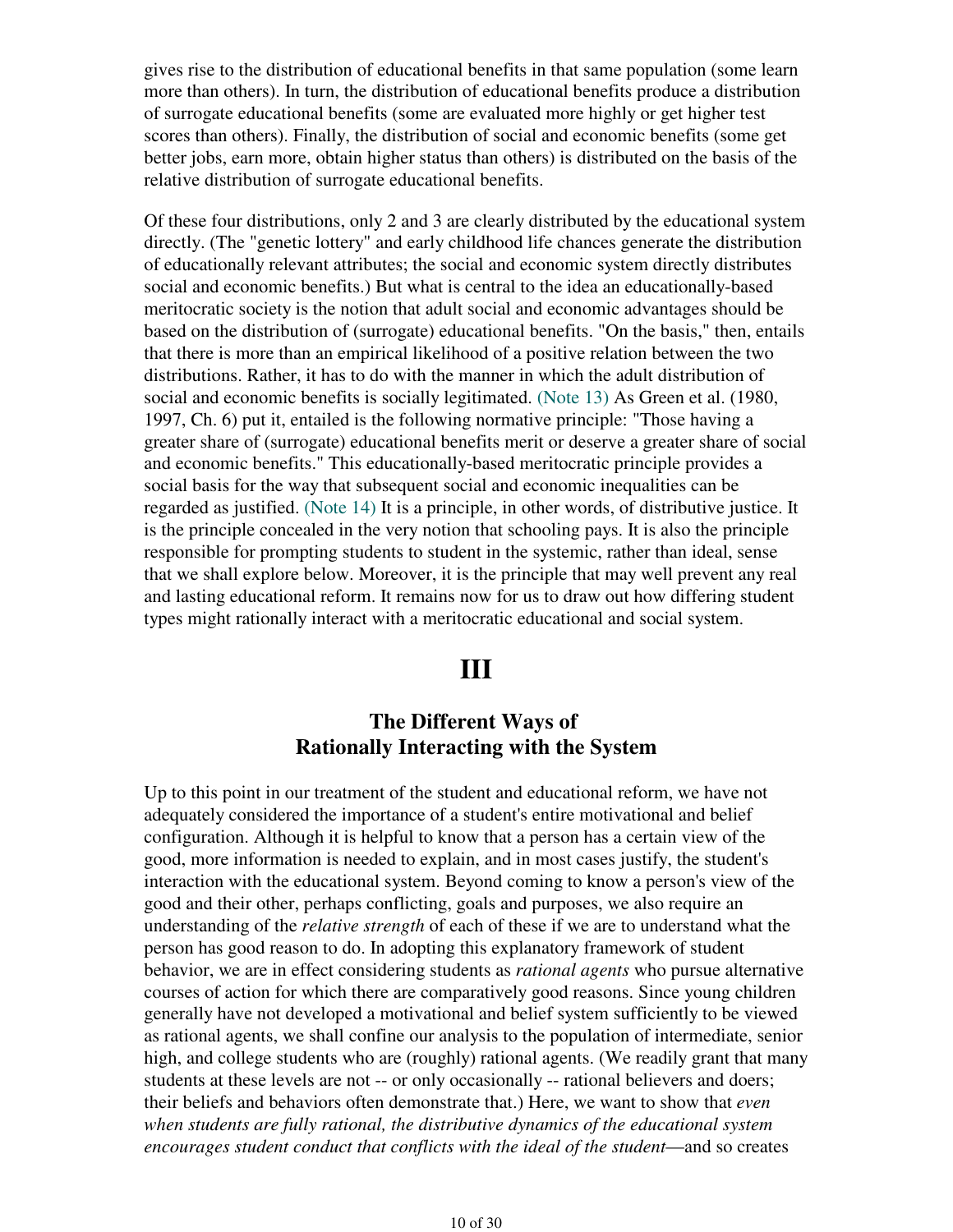gives rise to the distribution of educational benefits in that same population (some learn more than others). In turn, the distribution of educational benefits produce a distribution of surrogate educational benefits (some are evaluated more highly or get higher test scores than others). Finally, the distribution of social and economic benefits (some get better jobs, earn more, obtain higher status than others) is distributed on the basis of the relative distribution of surrogate educational benefits.

Of these four distributions, only 2 and 3 are clearly distributed by the educational system directly. (The "genetic lottery" and early childhood life chances generate the distribution of educationally relevant attributes; the social and economic system directly distributes social and economic benefits.) But what is central to the idea an educationally-based meritocratic society is the notion that adult social and economic advantages should be based on the distribution of (surrogate) educational benefits. "On the basis," then, entails that there is more than an empirical likelihood of a positive relation between the two distributions. Rather, it has to do with the manner in which the adult distribution of social and economic benefits is socially legitimated. (Note 13) As Green et al. (1980, 1997, Ch. 6) put it, entailed is the following normative principle: "Those having a greater share of (surrogate) educational benefits merit or deserve a greater share of social and economic benefits." This educationally-based meritocratic principle provides a social basis for the way that subsequent social and economic inequalities can be regarded as justified. (Note 14) It is a principle, in other words, of distributive justice. It is the principle concealed in the very notion that schooling pays. It is also the principle responsible for prompting students to student in the systemic, rather than ideal, sense that we shall explore below. Moreover, it is the principle that may well prevent any real and lasting educational reform. It remains now for us to draw out how differing student types might rationally interact with a meritocratic educational and social system.

# III

## The Different Ways of Rationally Interacting with the System

Up to this point in our treatment of the student and educational reform, we have not adequately considered the importance of a student's entire motivational and belief configuration. Although it is helpful to know that a person has a certain view of the good, more information is needed to explain, and in most cases justify, the student's interaction with the educational system. Beyond coming to know a person's view of the good and their other, perhaps conflicting, goals and purposes, we also require an understanding of the *relative strength* of each of these if we are to understand what the person has good reason to do. In adopting this explanatory framework of student behavior, we are in effect considering students as *rational agents* who pursue alternative courses of action for which there are comparatively good reasons. Since young children generally have not developed a motivational and belief system sufficiently to be viewed as rational agents, we shall confine our analysis to the population of intermediate, senior high, and college students who are (roughly) rational agents. (We readily grant that many students at these levels are not -- or only occasionally -- rational believers and doers; their beliefs and behaviors often demonstrate that.) Here, we want to show that *even when students are fully rational, the distributive dynamics of the educational system encourages student conduct that conflicts with the ideal of the student*—and so creates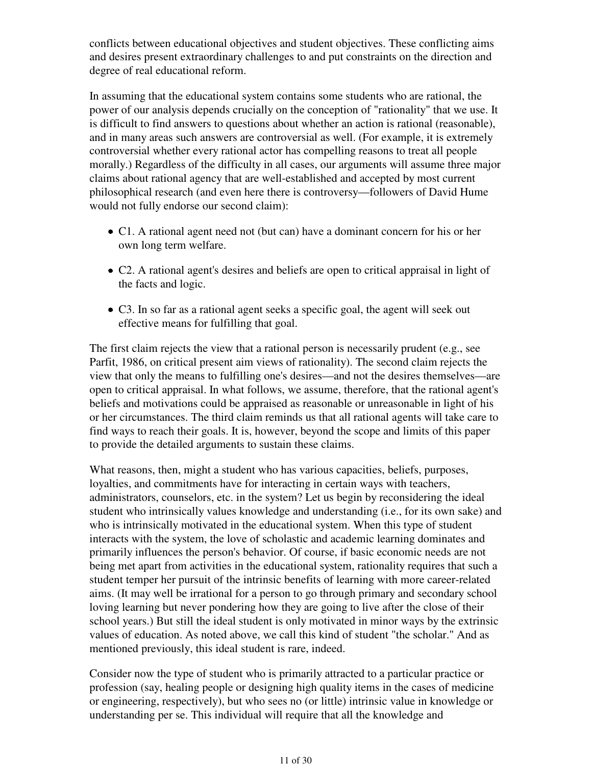conflicts between educational objectives and student objectives. These conflicting aims and desires present extraordinary challenges to and put constraints on the direction and degree of real educational reform.

In assuming that the educational system contains some students who are rational, the power of our analysis depends crucially on the conception of "rationality" that we use. It is difficult to find answers to questions about whether an action is rational (reasonable), and in many areas such answers are controversial as well. (For example, it is extremely controversial whether every rational actor has compelling reasons to treat all people morally.) Regardless of the difficulty in all cases, our arguments will assume three major claims about rational agency that are well-established and accepted by most current philosophical research (and even here there is controversy—followers of David Hume would not fully endorse our second claim):

- C1. A rational agent need not (but can) have a dominant concern for his or her own long term welfare.
- C2. A rational agent's desires and beliefs are open to critical appraisal in light of the facts and logic.
- C3. In so far as a rational agent seeks a specific goal, the agent will seek out effective means for fulfilling that goal.

The first claim rejects the view that a rational person is necessarily prudent (e.g., see Parfit, 1986, on critical present aim views of rationality). The second claim rejects the view that only the means to fulfilling one's desires—and not the desires themselves—are open to critical appraisal. In what follows, we assume, therefore, that the rational agent's beliefs and motivations could be appraised as reasonable or unreasonable in light of his or her circumstances. The third claim reminds us that all rational agents will take care to find ways to reach their goals. It is, however, beyond the scope and limits of this paper to provide the detailed arguments to sustain these claims.

What reasons, then, might a student who has various capacities, beliefs, purposes, loyalties, and commitments have for interacting in certain ways with teachers, administrators, counselors, etc. in the system? Let us begin by reconsidering the ideal student who intrinsically values knowledge and understanding (i.e., for its own sake) and who is intrinsically motivated in the educational system. When this type of student interacts with the system, the love of scholastic and academic learning dominates and primarily influences the person's behavior. Of course, if basic economic needs are not being met apart from activities in the educational system, rationality requires that such a student temper her pursuit of the intrinsic benefits of learning with more career-related aims. (It may well be irrational for a person to go through primary and secondary school loving learning but never pondering how they are going to live after the close of their school years.) But still the ideal student is only motivated in minor ways by the extrinsic values of education. As noted above, we call this kind of student "the scholar." And as mentioned previously, this ideal student is rare, indeed.

Consider now the type of student who is primarily attracted to a particular practice or profession (say, healing people or designing high quality items in the cases of medicine or engineering, respectively), but who sees no (or little) intrinsic value in knowledge or understanding per se. This individual will require that all the knowledge and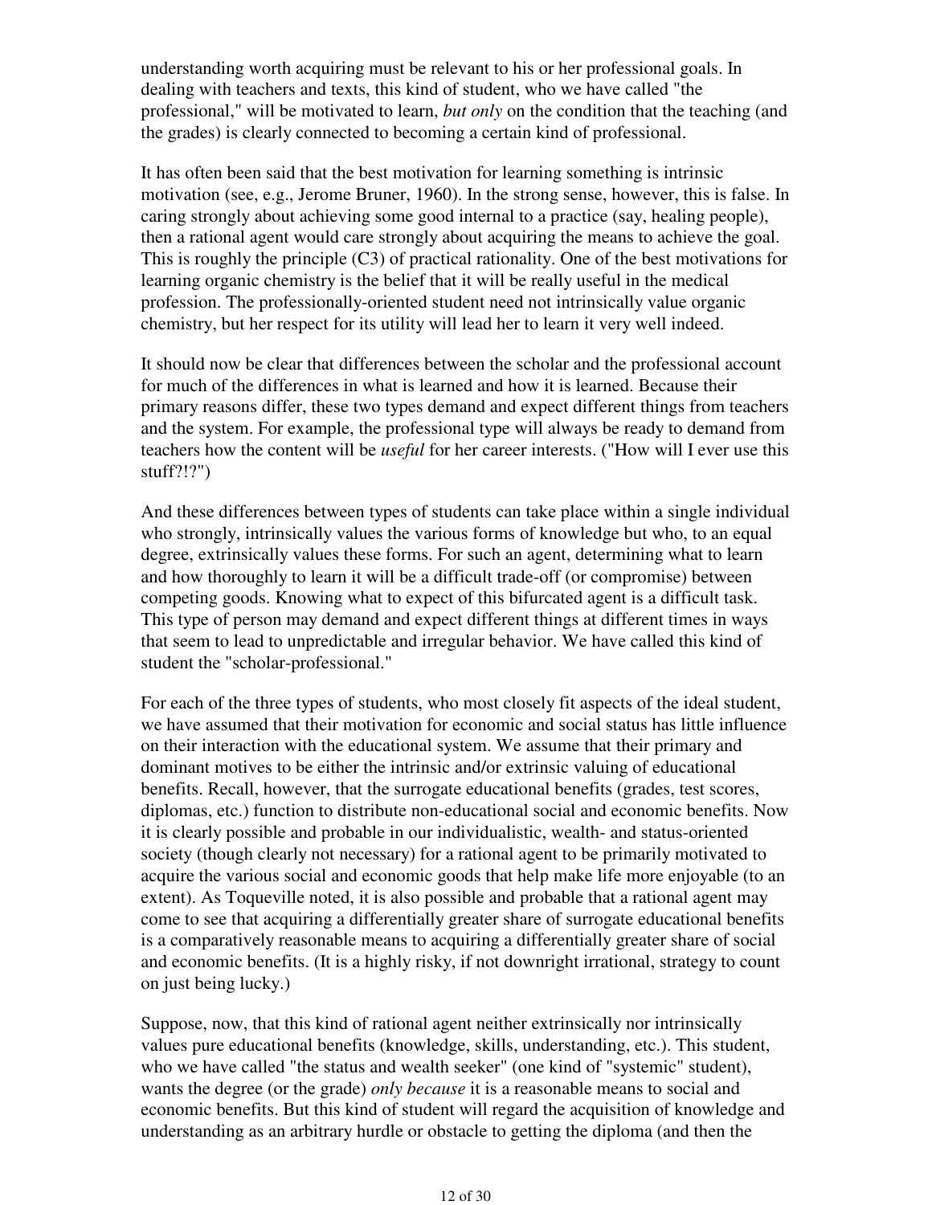understanding worth acquiring must be relevant to his or her professional goals. In dealing with teachers and texts, this kind of student, who we have called "the professional," will be motivated to learn, *but only* on the condition that the teaching (and the grades) is clearly connected to becoming a certain kind of professional.

It has often been said that the best motivation for learning something is intrinsic motivation (see, e.g., Jerome Bruner, 1960). In the strong sense, however, this is false. In caring strongly about achieving some good internal to a practice (say, healing people), then a rational agent would care strongly about acquiring the means to achieve the goal. This is roughly the principle (C3) of practical rationality. One of the best motivations for learning organic chemistry is the belief that it will be really useful in the medical profession. The professionally-oriented student need not intrinsically value organic chemistry, but her respect for its utility will lead her to learn it very well indeed.

It should now be clear that differences between the scholar and the professional account for much of the differences in what is learned and how it is learned. Because their primary reasons differ, these two types demand and expect different things from teachers and the system. For example, the professional type will always be ready to demand from teachers how the content will be *useful* for her career interests. ("How will I ever use this stuff?!?")

And these differences between types of students can take place within a single individual who strongly, intrinsically values the various forms of knowledge but who, to an equal degree, extrinsically values these forms. For such an agent, determining what to learn and how thoroughly to learn it will be a difficult trade-off (or compromise) between competing goods. Knowing what to expect of this bifurcated agent is a difficult task. This type of person may demand and expect different things at different times in ways that seem to lead to unpredictable and irregular behavior. We have called this kind of student the "scholar-professional."

For each of the three types of students, who most closely fit aspects of the ideal student, we have assumed that their motivation for economic and social status has little influence on their interaction with the educational system. We assume that their primary and dominant motives to be either the intrinsic and/or extrinsic valuing of educational benefits. Recall, however, that the surrogate educational benefits (grades, test scores, diplomas, etc.) function to distribute non-educational social and economic benefits. Now it is clearly possible and probable in our individualistic, wealth- and status-oriented society (though clearly not necessary) for a rational agent to be primarily motivated to acquire the various social and economic goods that help make life more enjoyable (to an extent). As Toqueville noted, it is also possible and probable that a rational agent may come to see that acquiring a differentially greater share of surrogate educational benefits is a comparatively reasonable means to acquiring a differentially greater share of social and economic benefits. (It is a highly risky, if not downright irrational, strategy to count on just being lucky.)

Suppose, now, that this kind of rational agent neither extrinsically nor intrinsically values pure educational benefits (knowledge, skills, understanding, etc.). This student, who we have called "the status and wealth seeker" (one kind of "systemic" student), wants the degree (or the grade) *only because* it is a reasonable means to social and economic benefits. But this kind of student will regard the acquisition of knowledge and understanding as an arbitrary hurdle or obstacle to getting the diploma (and then the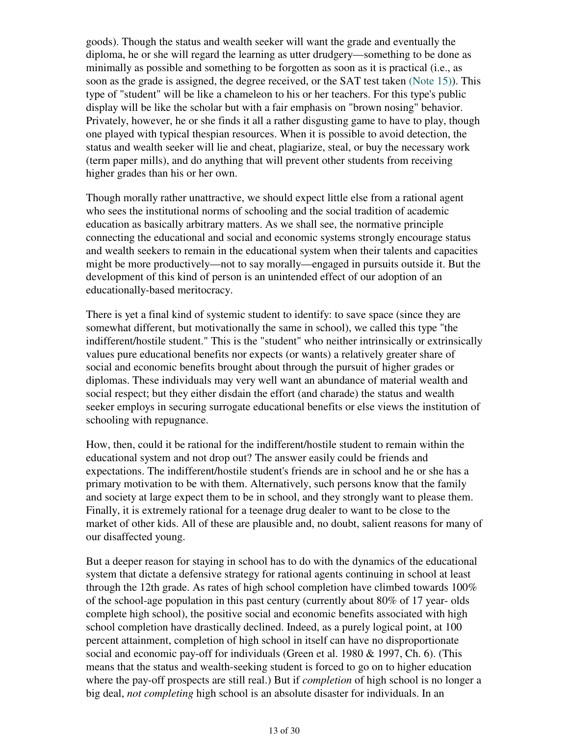goods). Though the status and wealth seeker will want the grade and eventually the diploma, he or she will regard the learning as utter drudgery—something to be done as minimally as possible and something to be forgotten as soon as it is practical (i.e., as soon as the grade is assigned, the degree received, or the SAT test taken (Note 15)). This type of "student" will be like a chameleon to his or her teachers. For this type's public display will be like the scholar but with a fair emphasis on "brown nosing" behavior. Privately, however, he or she finds it all a rather disgusting game to have to play, though one played with typical thespian resources. When it is possible to avoid detection, the status and wealth seeker will lie and cheat, plagiarize, steal, or buy the necessary work (term paper mills), and do anything that will prevent other students from receiving higher grades than his or her own.

Though morally rather unattractive, we should expect little else from a rational agent who sees the institutional norms of schooling and the social tradition of academic education as basically arbitrary matters. As we shall see, the normative principle connecting the educational and social and economic systems strongly encourage status and wealth seekers to remain in the educational system when their talents and capacities might be more productively—not to say morally—engaged in pursuits outside it. But the development of this kind of person is an unintended effect of our adoption of an educationally-based meritocracy.

There is yet a final kind of systemic student to identify: to save space (since they are somewhat different, but motivationally the same in school), we called this type "the indifferent/hostile student." This is the "student" who neither intrinsically or extrinsically values pure educational benefits nor expects (or wants) a relatively greater share of social and economic benefits brought about through the pursuit of higher grades or diplomas. These individuals may very well want an abundance of material wealth and social respect; but they either disdain the effort (and charade) the status and wealth seeker employs in securing surrogate educational benefits or else views the institution of schooling with repugnance.

How, then, could it be rational for the indifferent/hostile student to remain within the educational system and not drop out? The answer easily could be friends and expectations. The indifferent/hostile student's friends are in school and he or she has a primary motivation to be with them. Alternatively, such persons know that the family and society at large expect them to be in school, and they strongly want to please them. Finally, it is extremely rational for a teenage drug dealer to want to be close to the market of other kids. All of these are plausible and, no doubt, salient reasons for many of our disaffected young.

But a deeper reason for staying in school has to do with the dynamics of the educational system that dictate a defensive strategy for rational agents continuing in school at least through the 12th grade. As rates of high school completion have climbed towards 100% of the school-age population in this past century (currently about 80% of 17 year- olds complete high school), the positive social and economic benefits associated with high school completion have drastically declined. Indeed, as a purely logical point, at 100 percent attainment, completion of high school in itself can have no disproportionate social and economic pay-off for individuals (Green et al. 1980 & 1997, Ch. 6). (This means that the status and wealth-seeking student is forced to go on to higher education where the pay-off prospects are still real.) But if *completion* of high school is no longer a big deal, *not completing* high school is an absolute disaster for individuals. In an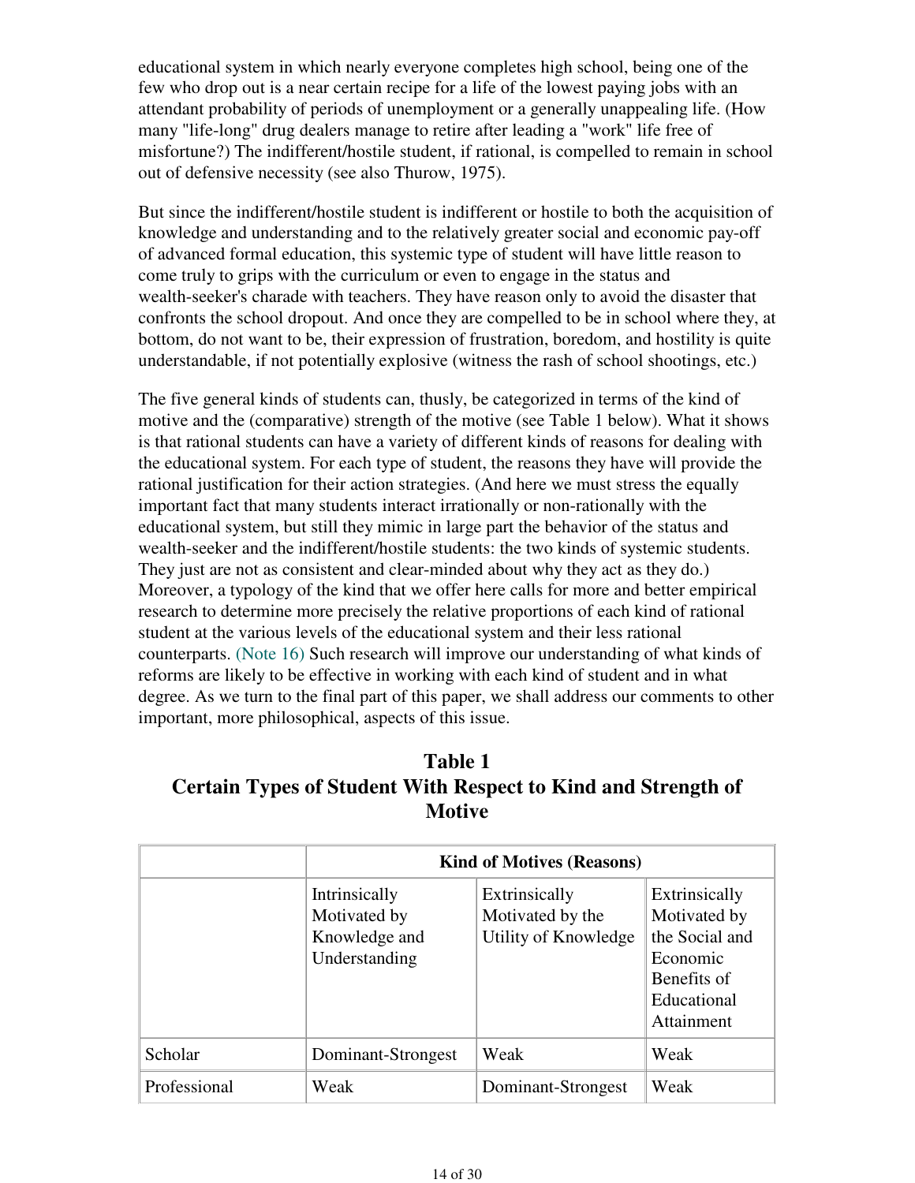educational system in which nearly everyone completes high school, being one of the few who drop out is a near certain recipe for a life of the lowest paying jobs with an attendant probability of periods of unemployment or a generally unappealing life. (How many "life-long" drug dealers manage to retire after leading a "work" life free of misfortune?) The indifferent/hostile student, if rational, is compelled to remain in school out of defensive necessity (see also Thurow, 1975).

But since the indifferent/hostile student is indifferent or hostile to both the acquisition of knowledge and understanding and to the relatively greater social and economic pay-off of advanced formal education, this systemic type of student will have little reason to come truly to grips with the curriculum or even to engage in the status and wealth-seeker's charade with teachers. They have reason only to avoid the disaster that confronts the school dropout. And once they are compelled to be in school where they, at bottom, do not want to be, their expression of frustration, boredom, and hostility is quite understandable, if not potentially explosive (witness the rash of school shootings, etc.)

The five general kinds of students can, thusly, be categorized in terms of the kind of motive and the (comparative) strength of the motive (see Table 1 below). What it shows is that rational students can have a variety of different kinds of reasons for dealing with the educational system. For each type of student, the reasons they have will provide the rational justification for their action strategies. (And here we must stress the equally important fact that many students interact irrationally or non-rationally with the educational system, but still they mimic in large part the behavior of the status and wealth-seeker and the indifferent/hostile students: the two kinds of systemic students. They just are not as consistent and clear-minded about why they act as they do.) Moreover, a typology of the kind that we offer here calls for more and better empirical research to determine more precisely the relative proportions of each kind of rational student at the various levels of the educational system and their less rational counterparts. (Note 16) Such research will improve our understanding of what kinds of reforms are likely to be effective in working with each kind of student and in what degree. As we turn to the final part of this paper, we shall address our comments to other important, more philosophical, aspects of this issue.

## Table 1
## Certain Types of Student With Respect to Kind and Strength of Motive

| | Kind of Motives (Reasons) | | |
|---|---|---|---|
| | Intrinsically Motivated by Knowledge and Understanding | Extrinsically Motivated by the Utility of Knowledge | Extrinsically Motivated by the Social and Economic Benefits of Educational Attainment |
| Scholar | Dominant-Strongest | Weak | Weak |
| Professional | Weak | Dominant-Strongest | Weak |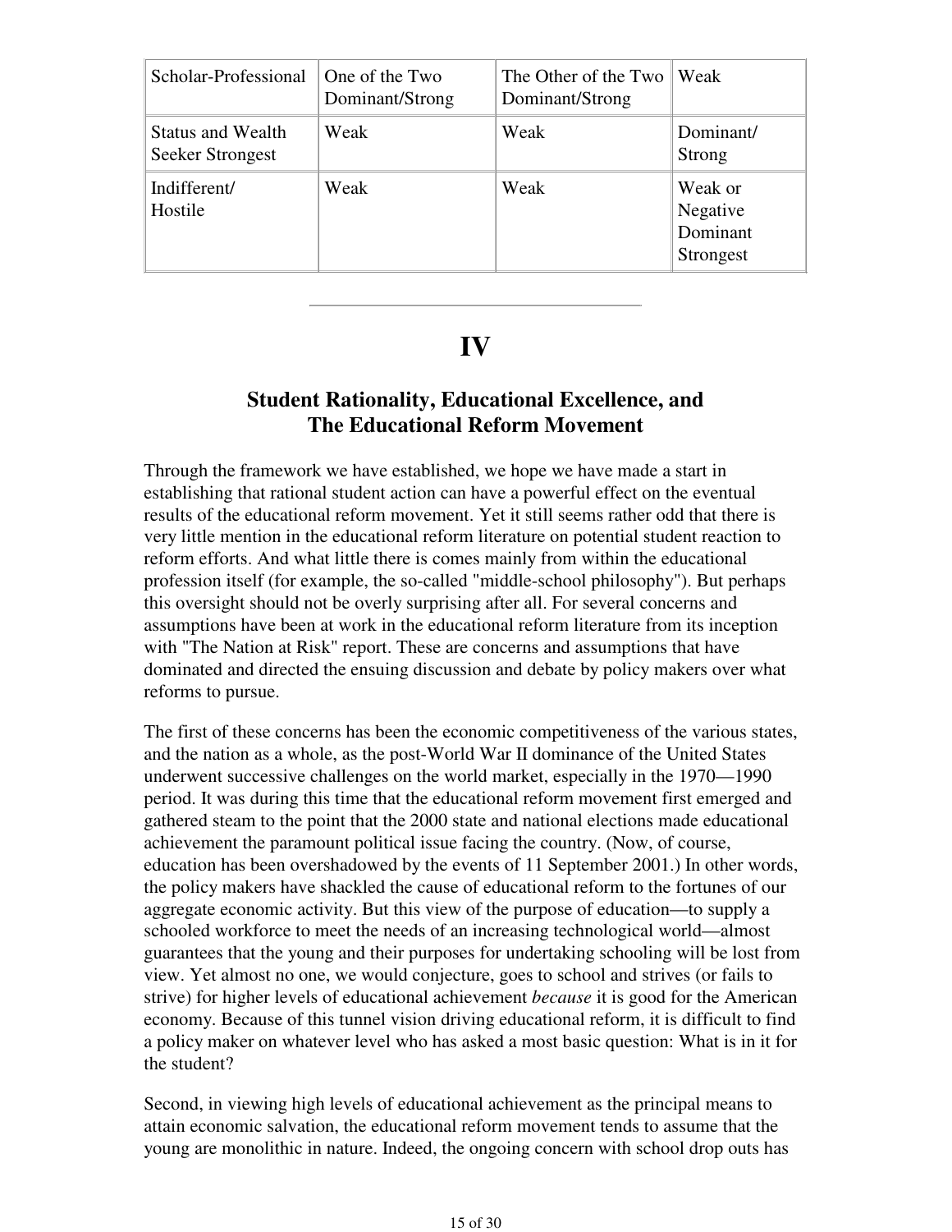| | | | |
|---|---|---|---|
| Scholar-Professional | One of the Two Dominant/Strong | The Other of the Two Dominant/Strong | Weak |
| Status and Wealth Seeker Strongest | Weak | Weak | Dominant/ Strong |
| Indifferent/ Hostile | Weak | Weak | Weak or Negative Dominant Strongest |

---

# IV

## Student Rationality, Educational Excellence, and The Educational Reform Movement

Through the framework we have established, we hope we have made a start in establishing that rational student action can have a powerful effect on the eventual results of the educational reform movement. Yet it still seems rather odd that there is very little mention in the educational reform literature on potential student reaction to reform efforts. And what little there is comes mainly from within the educational profession itself (for example, the so-called "middle-school philosophy"). But perhaps this oversight should not be overly surprising after all. For several concerns and assumptions have been at work in the educational reform literature from its inception with "The Nation at Risk" report. These are concerns and assumptions that have dominated and directed the ensuing discussion and debate by policy makers over what reforms to pursue.

The first of these concerns has been the economic competitiveness of the various states, and the nation as a whole, as the post-World War II dominance of the United States underwent successive challenges on the world market, especially in the 1970—1990 period. It was during this time that the educational reform movement first emerged and gathered steam to the point that the 2000 state and national elections made educational achievement the paramount political issue facing the country. (Now, of course, education has been overshadowed by the events of 11 September 2001.) In other words, the policy makers have shackled the cause of educational reform to the fortunes of our aggregate economic activity. But this view of the purpose of education—to supply a schooled workforce to meet the needs of an increasing technological world—almost guarantees that the young and their purposes for undertaking schooling will be lost from view. Yet almost no one, we would conjecture, goes to school and strives (or fails to strive) for higher levels of educational achievement *because* it is good for the American economy. Because of this tunnel vision driving educational reform, it is difficult to find a policy maker on whatever level who has asked a most basic question: What is in it for the student?

Second, in viewing high levels of educational achievement as the principal means to attain economic salvation, the educational reform movement tends to assume that the young are monolithic in nature. Indeed, the ongoing concern with school drop outs has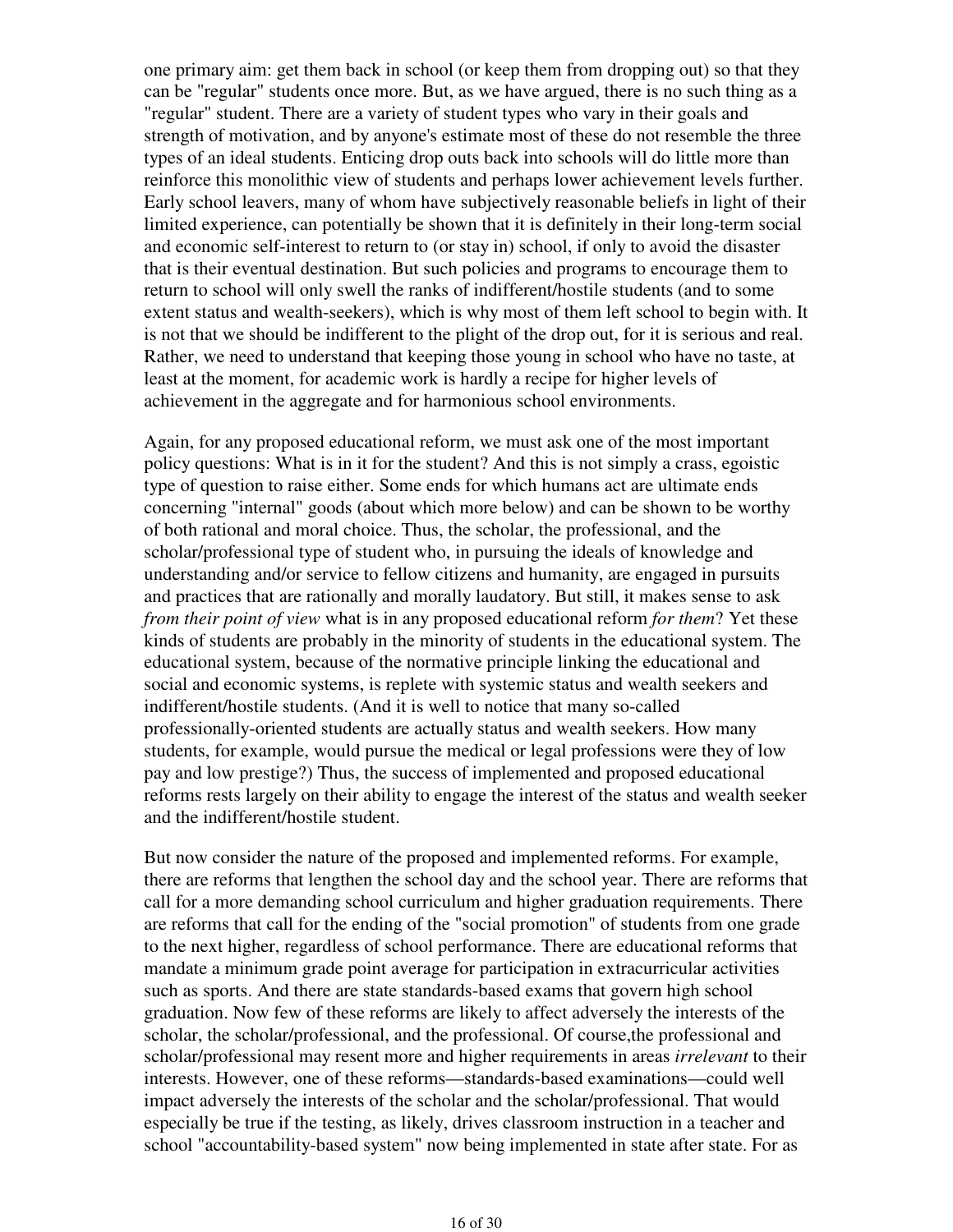one primary aim: get them back in school (or keep them from dropping out) so that they can be "regular" students once more. But, as we have argued, there is no such thing as a "regular" student. There are a variety of student types who vary in their goals and strength of motivation, and by anyone's estimate most of these do not resemble the three types of an ideal students. Enticing drop outs back into schools will do little more than reinforce this monolithic view of students and perhaps lower achievement levels further. Early school leavers, many of whom have subjectively reasonable beliefs in light of their limited experience, can potentially be shown that it is definitely in their long-term social and economic self-interest to return to (or stay in) school, if only to avoid the disaster that is their eventual destination. But such policies and programs to encourage them to return to school will only swell the ranks of indifferent/hostile students (and to some extent status and wealth-seekers), which is why most of them left school to begin with. It is not that we should be indifferent to the plight of the drop out, for it is serious and real. Rather, we need to understand that keeping those young in school who have no taste, at least at the moment, for academic work is hardly a recipe for higher levels of achievement in the aggregate and for harmonious school environments.

Again, for any proposed educational reform, we must ask one of the most important policy questions: What is in it for the student? And this is not simply a crass, egoistic type of question to raise either. Some ends for which humans act are ultimate ends concerning "internal" goods (about which more below) and can be shown to be worthy of both rational and moral choice. Thus, the scholar, the professional, and the scholar/professional type of student who, in pursuing the ideals of knowledge and understanding and/or service to fellow citizens and humanity, are engaged in pursuits and practices that are rationally and morally laudatory. But still, it makes sense to ask *from their point of view* what is in any proposed educational reform *for them*? Yet these kinds of students are probably in the minority of students in the educational system. The educational system, because of the normative principle linking the educational and social and economic systems, is replete with systemic status and wealth seekers and indifferent/hostile students. (And it is well to notice that many so-called professionally-oriented students are actually status and wealth seekers. How many students, for example, would pursue the medical or legal professions were they of low pay and low prestige?) Thus, the success of implemented and proposed educational reforms rests largely on their ability to engage the interest of the status and wealth seeker and the indifferent/hostile student.

But now consider the nature of the proposed and implemented reforms. For example, there are reforms that lengthen the school day and the school year. There are reforms that call for a more demanding school curriculum and higher graduation requirements. There are reforms that call for the ending of the "social promotion" of students from one grade to the next higher, regardless of school performance. There are educational reforms that mandate a minimum grade point average for participation in extracurricular activities such as sports. And there are state standards-based exams that govern high school graduation. Now few of these reforms are likely to affect adversely the interests of the scholar, the scholar/professional, and the professional. Of course,the professional and scholar/professional may resent more and higher requirements in areas *irrelevant* to their interests. However, one of these reforms—standards-based examinations—could well impact adversely the interests of the scholar and the scholar/professional. That would especially be true if the testing, as likely, drives classroom instruction in a teacher and school "accountability-based system" now being implemented in state after state. For as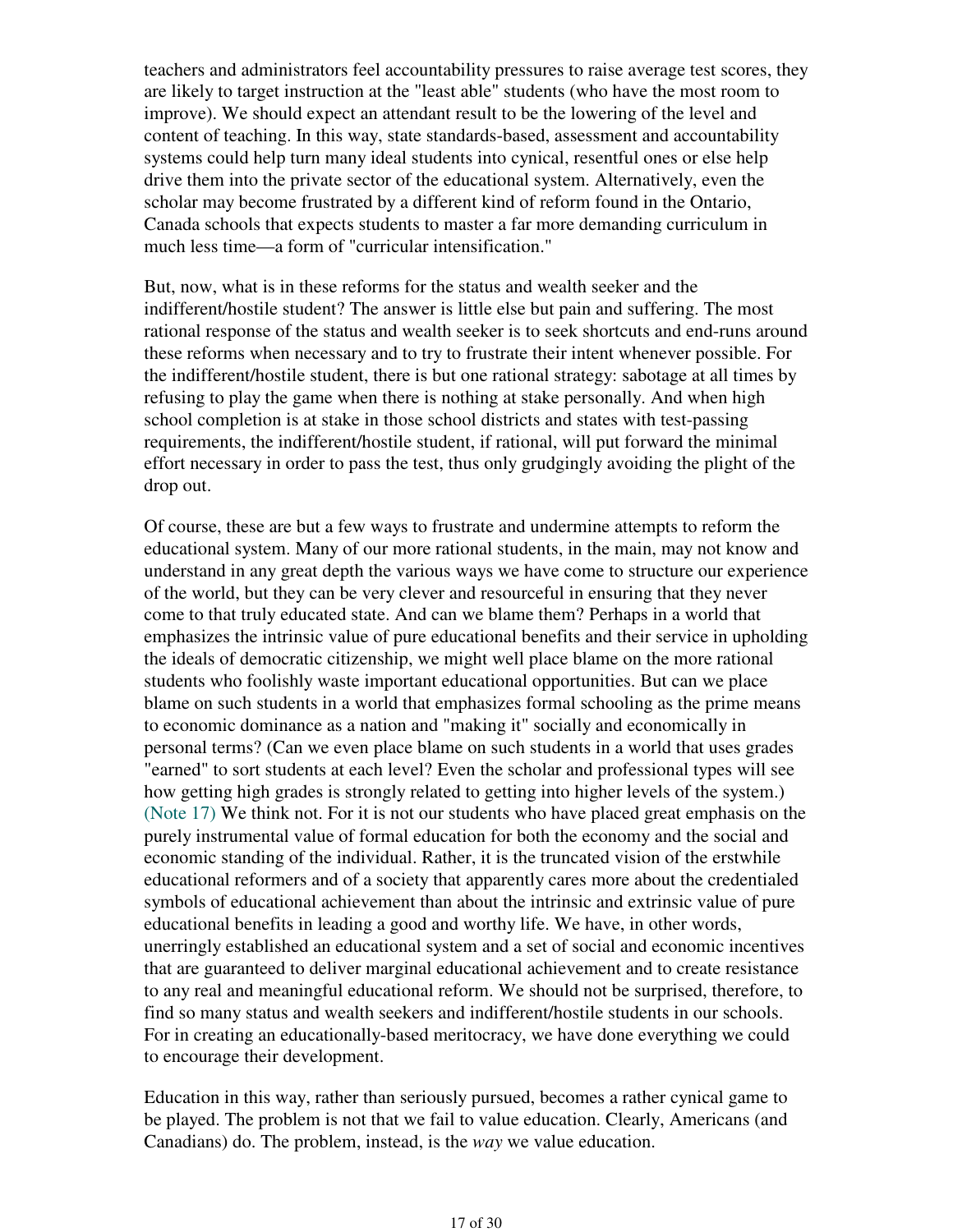teachers and administrators feel accountability pressures to raise average test scores, they are likely to target instruction at the "least able" students (who have the most room to improve). We should expect an attendant result to be the lowering of the level and content of teaching. In this way, state standards-based, assessment and accountability systems could help turn many ideal students into cynical, resentful ones or else help drive them into the private sector of the educational system. Alternatively, even the scholar may become frustrated by a different kind of reform found in the Ontario, Canada schools that expects students to master a far more demanding curriculum in much less time—a form of "curricular intensification."

But, now, what is in these reforms for the status and wealth seeker and the indifferent/hostile student? The answer is little else but pain and suffering. The most rational response of the status and wealth seeker is to seek shortcuts and end-runs around these reforms when necessary and to try to frustrate their intent whenever possible. For the indifferent/hostile student, there is but one rational strategy: sabotage at all times by refusing to play the game when there is nothing at stake personally. And when high school completion is at stake in those school districts and states with test-passing requirements, the indifferent/hostile student, if rational, will put forward the minimal effort necessary in order to pass the test, thus only grudgingly avoiding the plight of the drop out.

Of course, these are but a few ways to frustrate and undermine attempts to reform the educational system. Many of our more rational students, in the main, may not know and understand in any great depth the various ways we have come to structure our experience of the world, but they can be very clever and resourceful in ensuring that they never come to that truly educated state. And can we blame them? Perhaps in a world that emphasizes the intrinsic value of pure educational benefits and their service in upholding the ideals of democratic citizenship, we might well place blame on the more rational students who foolishly waste important educational opportunities. But can we place blame on such students in a world that emphasizes formal schooling as the prime means to economic dominance as a nation and "making it" socially and economically in personal terms? (Can we even place blame on such students in a world that uses grades "earned" to sort students at each level? Even the scholar and professional types will see how getting high grades is strongly related to getting into higher levels of the system.) (Note 17) We think not. For it is not our students who have placed great emphasis on the purely instrumental value of formal education for both the economy and the social and economic standing of the individual. Rather, it is the truncated vision of the erstwhile educational reformers and of a society that apparently cares more about the credentialed symbols of educational achievement than about the intrinsic and extrinsic value of pure educational benefits in leading a good and worthy life. We have, in other words, unerringly established an educational system and a set of social and economic incentives that are guaranteed to deliver marginal educational achievement and to create resistance to any real and meaningful educational reform. We should not be surprised, therefore, to find so many status and wealth seekers and indifferent/hostile students in our schools. For in creating an educationally-based meritocracy, we have done everything we could to encourage their development.

Education in this way, rather than seriously pursued, becomes a rather cynical game to be played. The problem is not that we fail to value education. Clearly, Americans (and Canadians) do. The problem, instead, is the *way* we value education.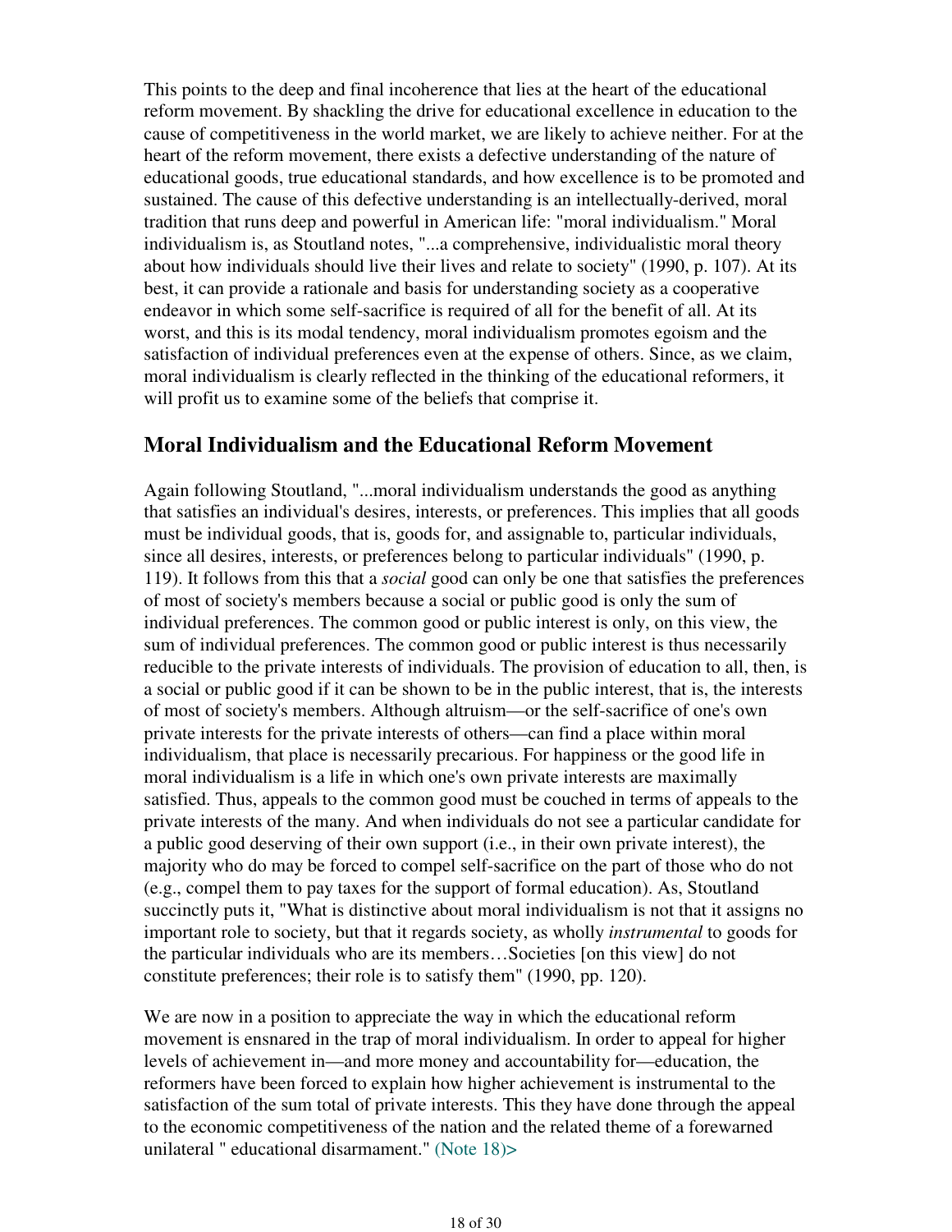This points to the deep and final incoherence that lies at the heart of the educational reform movement. By shackling the drive for educational excellence in education to the cause of competitiveness in the world market, we are likely to achieve neither. For at the heart of the reform movement, there exists a defective understanding of the nature of educational goods, true educational standards, and how excellence is to be promoted and sustained. The cause of this defective understanding is an intellectually-derived, moral tradition that runs deep and powerful in American life: "moral individualism." Moral individualism is, as Stoutland notes, "...a comprehensive, individualistic moral theory about how individuals should live their lives and relate to society" (1990, p. 107). At its best, it can provide a rationale and basis for understanding society as a cooperative endeavor in which some self-sacrifice is required of all for the benefit of all. At its worst, and this is its modal tendency, moral individualism promotes egoism and the satisfaction of individual preferences even at the expense of others. Since, as we claim, moral individualism is clearly reflected in the thinking of the educational reformers, it will profit us to examine some of the beliefs that comprise it.

## Moral Individualism and the Educational Reform Movement

Again following Stoutland, "...moral individualism understands the good as anything that satisfies an individual's desires, interests, or preferences. This implies that all goods must be individual goods, that is, goods for, and assignable to, particular individuals, since all desires, interests, or preferences belong to particular individuals" (1990, p. 119). It follows from this that a *social* good can only be one that satisfies the preferences of most of society's members because a social or public good is only the sum of individual preferences. The common good or public interest is only, on this view, the sum of individual preferences. The common good or public interest is thus necessarily reducible to the private interests of individuals. The provision of education to all, then, is a social or public good if it can be shown to be in the public interest, that is, the interests of most of society's members. Although altruism—or the self-sacrifice of one's own private interests for the private interests of others—can find a place within moral individualism, that place is necessarily precarious. For happiness or the good life in moral individualism is a life in which one's own private interests are maximally satisfied. Thus, appeals to the common good must be couched in terms of appeals to the private interests of the many. And when individuals do not see a particular candidate for a public good deserving of their own support (i.e., in their own private interest), the majority who do may be forced to compel self-sacrifice on the part of those who do not (e.g., compel them to pay taxes for the support of formal education). As, Stoutland succinctly puts it, "What is distinctive about moral individualism is not that it assigns no important role to society, but that it regards society, as wholly *instrumental* to goods for the particular individuals who are its members…Societies [on this view] do not constitute preferences; their role is to satisfy them" (1990, pp. 120).

We are now in a position to appreciate the way in which the educational reform movement is ensnared in the trap of moral individualism. In order to appeal for higher levels of achievement in—and more money and accountability for—education, the reformers have been forced to explain how higher achievement is instrumental to the satisfaction of the sum total of private interests. This they have done through the appeal to the economic competitiveness of the nation and the related theme of a forewarned unilateral " educational disarmament." (Note 18)>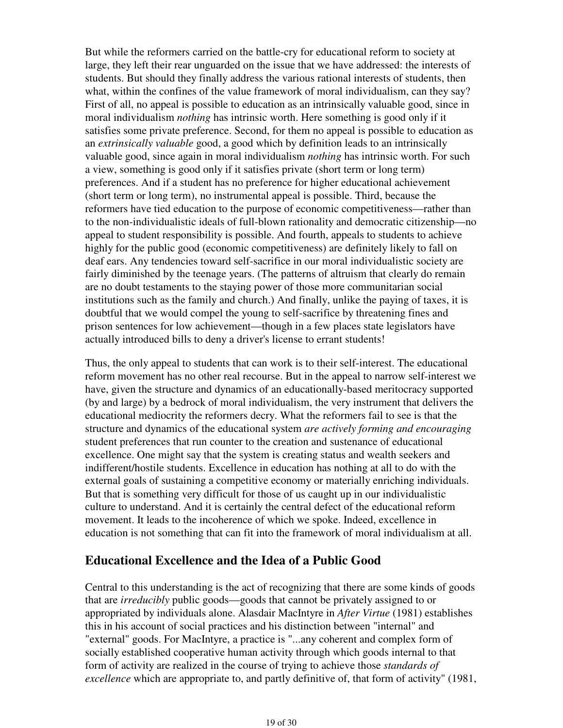But while the reformers carried on the battle-cry for educational reform to society at large, they left their rear unguarded on the issue that we have addressed: the interests of students. But should they finally address the various rational interests of students, then what, within the confines of the value framework of moral individualism, can they say? First of all, no appeal is possible to education as an intrinsically valuable good, since in moral individualism *nothing* has intrinsic worth. Here something is good only if it satisfies some private preference. Second, for them no appeal is possible to education as an *extrinsically valuable* good, a good which by definition leads to an intrinsically valuable good, since again in moral individualism *nothing* has intrinsic worth. For such a view, something is good only if it satisfies private (short term or long term) preferences. And if a student has no preference for higher educational achievement (short term or long term), no instrumental appeal is possible. Third, because the reformers have tied education to the purpose of economic competitiveness—rather than to the non-individualistic ideals of full-blown rationality and democratic citizenship—no appeal to student responsibility is possible. And fourth, appeals to students to achieve highly for the public good (economic competitiveness) are definitely likely to fall on deaf ears. Any tendencies toward self-sacrifice in our moral individualistic society are fairly diminished by the teenage years. (The patterns of altruism that clearly do remain are no doubt testaments to the staying power of those more communitarian social institutions such as the family and church.) And finally, unlike the paying of taxes, it is doubtful that we would compel the young to self-sacrifice by threatening fines and prison sentences for low achievement—though in a few places state legislators have actually introduced bills to deny a driver's license to errant students!

Thus, the only appeal to students that can work is to their self-interest. The educational reform movement has no other real recourse. But in the appeal to narrow self-interest we have, given the structure and dynamics of an educationally-based meritocracy supported (by and large) by a bedrock of moral individualism, the very instrument that delivers the educational mediocrity the reformers decry. What the reformers fail to see is that the structure and dynamics of the educational system *are actively forming and encouraging* student preferences that run counter to the creation and sustenance of educational excellence. One might say that the system is creating status and wealth seekers and indifferent/hostile students. Excellence in education has nothing at all to do with the external goals of sustaining a competitive economy or materially enriching individuals. But that is something very difficult for those of us caught up in our individualistic culture to understand. And it is certainly the central defect of the educational reform movement. It leads to the incoherence of which we spoke. Indeed, excellence in education is not something that can fit into the framework of moral individualism at all.

## Educational Excellence and the Idea of a Public Good

Central to this understanding is the act of recognizing that there are some kinds of goods that are *irreducibly* public goods—goods that cannot be privately assigned to or appropriated by individuals alone. Alasdair MacIntyre in *After Virtue* (1981) establishes this in his account of social practices and his distinction between "internal" and "external" goods. For MacIntyre, a practice is "...any coherent and complex form of socially established cooperative human activity through which goods internal to that form of activity are realized in the course of trying to achieve those *standards of excellence* which are appropriate to, and partly definitive of, that form of activity" (1981,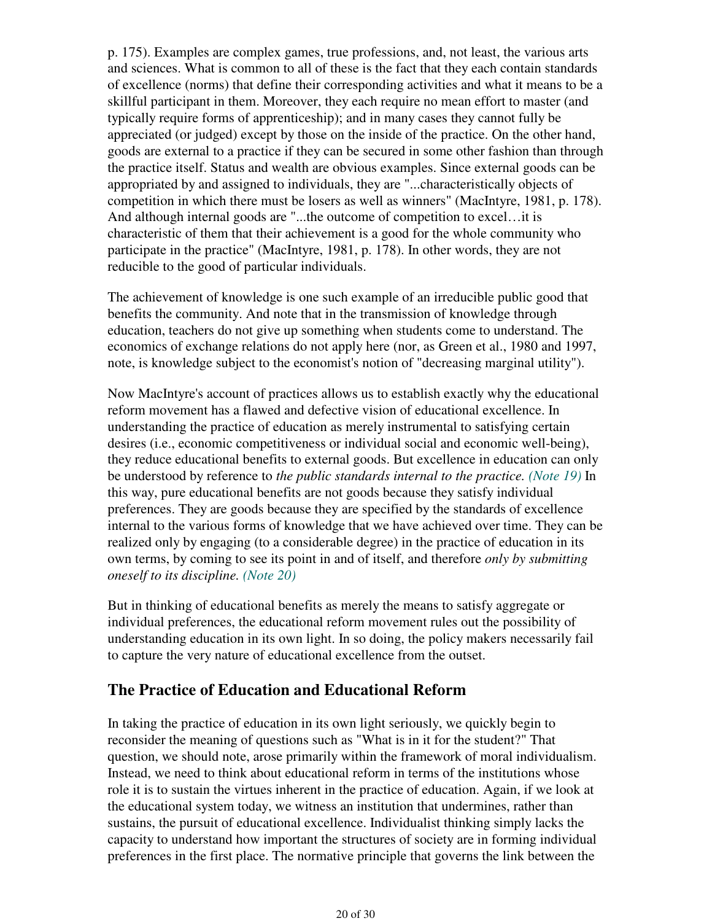p. 175). Examples are complex games, true professions, and, not least, the various arts and sciences. What is common to all of these is the fact that they each contain standards of excellence (norms) that define their corresponding activities and what it means to be a skillful participant in them. Moreover, they each require no mean effort to master (and typically require forms of apprenticeship); and in many cases they cannot fully be appreciated (or judged) except by those on the inside of the practice. On the other hand, goods are external to a practice if they can be secured in some other fashion than through the practice itself. Status and wealth are obvious examples. Since external goods can be appropriated by and assigned to individuals, they are "...characteristically objects of competition in which there must be losers as well as winners" (MacIntyre, 1981, p. 178). And although internal goods are "...the outcome of competition to excel…it is characteristic of them that their achievement is a good for the whole community who participate in the practice" (MacIntyre, 1981, p. 178). In other words, they are not reducible to the good of particular individuals.

The achievement of knowledge is one such example of an irreducible public good that benefits the community. And note that in the transmission of knowledge through education, teachers do not give up something when students come to understand. The economics of exchange relations do not apply here (nor, as Green et al., 1980 and 1997, note, is knowledge subject to the economist's notion of "decreasing marginal utility").

Now MacIntyre's account of practices allows us to establish exactly why the educational reform movement has a flawed and defective vision of educational excellence. In understanding the practice of education as merely instrumental to satisfying certain desires (i.e., economic competitiveness or individual social and economic well-being), they reduce educational benefits to external goods. But excellence in education can only be understood by reference to *the public standards internal to the practice.* *(Note 19)* In this way, pure educational benefits are not goods because they satisfy individual preferences. They are goods because they are specified by the standards of excellence internal to the various forms of knowledge that we have achieved over time. They can be realized only by engaging (to a considerable degree) in the practice of education in its own terms, by coming to see its point in and of itself, and therefore *only by submitting oneself to its discipline.* *(Note 20)*

But in thinking of educational benefits as merely the means to satisfy aggregate or individual preferences, the educational reform movement rules out the possibility of understanding education in its own light. In so doing, the policy makers necessarily fail to capture the very nature of educational excellence from the outset.

## The Practice of Education and Educational Reform

In taking the practice of education in its own light seriously, we quickly begin to reconsider the meaning of questions such as "What is in it for the student?" That question, we should note, arose primarily within the framework of moral individualism. Instead, we need to think about educational reform in terms of the institutions whose role it is to sustain the virtues inherent in the practice of education. Again, if we look at the educational system today, we witness an institution that undermines, rather than sustains, the pursuit of educational excellence. Individualist thinking simply lacks the capacity to understand how important the structures of society are in forming individual preferences in the first place. The normative principle that governs the link between the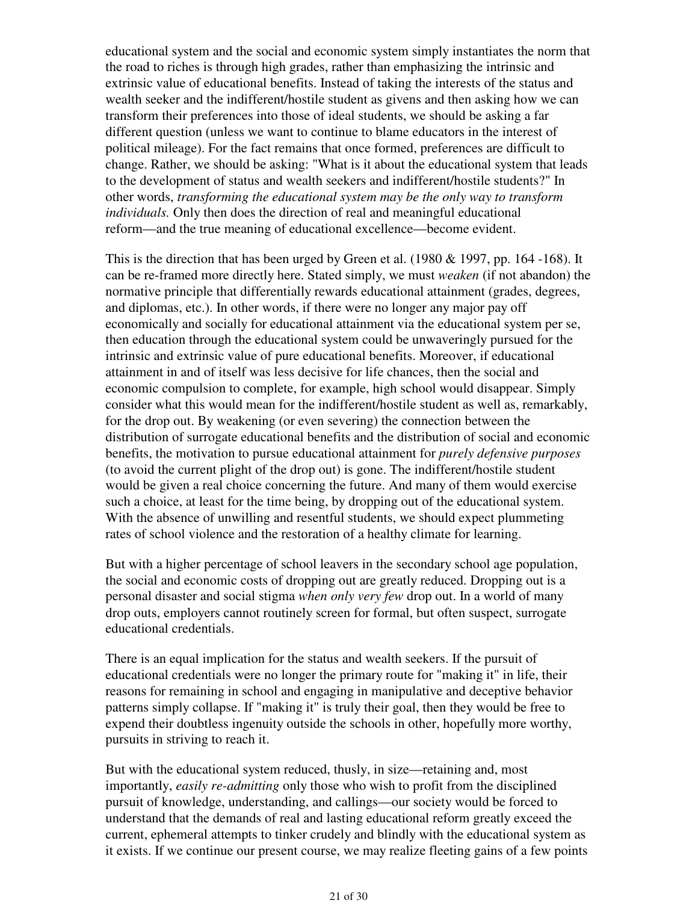educational system and the social and economic system simply instantiates the norm that the road to riches is through high grades, rather than emphasizing the intrinsic and extrinsic value of educational benefits. Instead of taking the interests of the status and wealth seeker and the indifferent/hostile student as givens and then asking how we can transform their preferences into those of ideal students, we should be asking a far different question (unless we want to continue to blame educators in the interest of political mileage). For the fact remains that once formed, preferences are difficult to change. Rather, we should be asking: "What is it about the educational system that leads to the development of status and wealth seekers and indifferent/hostile students?" In other words, *transforming the educational system may be the only way to transform individuals.* Only then does the direction of real and meaningful educational reform—and the true meaning of educational excellence—become evident.

This is the direction that has been urged by Green et al. (1980 & 1997, pp. 164 -168). It can be re-framed more directly here. Stated simply, we must *weaken* (if not abandon) the normative principle that differentially rewards educational attainment (grades, degrees, and diplomas, etc.). In other words, if there were no longer any major pay off economically and socially for educational attainment via the educational system per se, then education through the educational system could be unwaveringly pursued for the intrinsic and extrinsic value of pure educational benefits. Moreover, if educational attainment in and of itself was less decisive for life chances, then the social and economic compulsion to complete, for example, high school would disappear. Simply consider what this would mean for the indifferent/hostile student as well as, remarkably, for the drop out. By weakening (or even severing) the connection between the distribution of surrogate educational benefits and the distribution of social and economic benefits, the motivation to pursue educational attainment for *purely defensive purposes* (to avoid the current plight of the drop out) is gone. The indifferent/hostile student would be given a real choice concerning the future. And many of them would exercise such a choice, at least for the time being, by dropping out of the educational system. With the absence of unwilling and resentful students, we should expect plummeting rates of school violence and the restoration of a healthy climate for learning.

But with a higher percentage of school leavers in the secondary school age population, the social and economic costs of dropping out are greatly reduced. Dropping out is a personal disaster and social stigma *when only very few* drop out. In a world of many drop outs, employers cannot routinely screen for formal, but often suspect, surrogate educational credentials.

There is an equal implication for the status and wealth seekers. If the pursuit of educational credentials were no longer the primary route for "making it" in life, their reasons for remaining in school and engaging in manipulative and deceptive behavior patterns simply collapse. If "making it" is truly their goal, then they would be free to expend their doubtless ingenuity outside the schools in other, hopefully more worthy, pursuits in striving to reach it.

But with the educational system reduced, thusly, in size—retaining and, most importantly, *easily re-admitting* only those who wish to profit from the disciplined pursuit of knowledge, understanding, and callings—our society would be forced to understand that the demands of real and lasting educational reform greatly exceed the current, ephemeral attempts to tinker crudely and blindly with the educational system as it exists. If we continue our present course, we may realize fleeting gains of a few points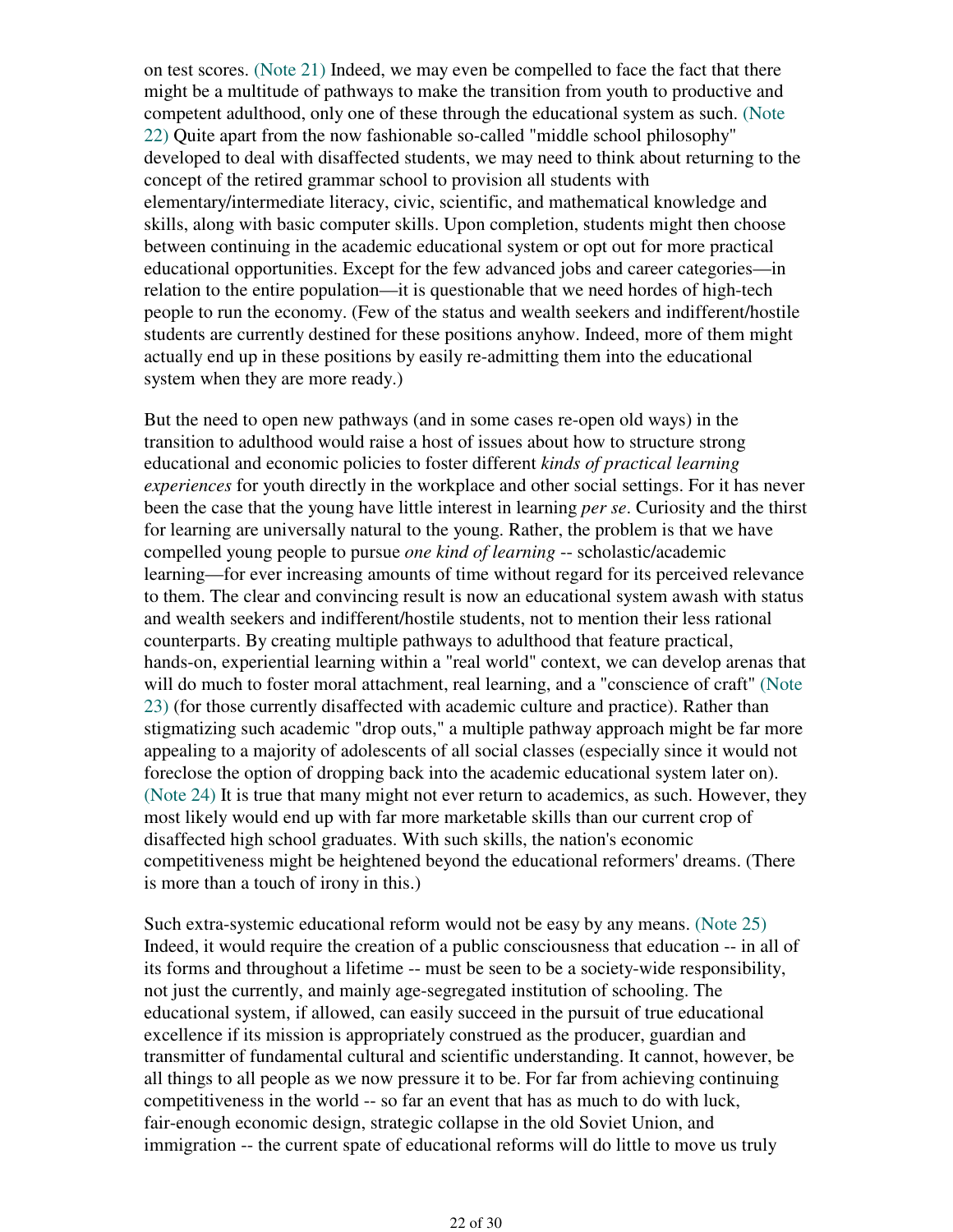on test scores. (Note 21) Indeed, we may even be compelled to face the fact that there might be a multitude of pathways to make the transition from youth to productive and competent adulthood, only one of these through the educational system as such. (Note 22) Quite apart from the now fashionable so-called "middle school philosophy" developed to deal with disaffected students, we may need to think about returning to the concept of the retired grammar school to provision all students with elementary/intermediate literacy, civic, scientific, and mathematical knowledge and skills, along with basic computer skills. Upon completion, students might then choose between continuing in the academic educational system or opt out for more practical educational opportunities. Except for the few advanced jobs and career categories—in relation to the entire population—it is questionable that we need hordes of high-tech people to run the economy. (Few of the status and wealth seekers and indifferent/hostile students are currently destined for these positions anyhow. Indeed, more of them might actually end up in these positions by easily re-admitting them into the educational system when they are more ready.)

But the need to open new pathways (and in some cases re-open old ways) in the transition to adulthood would raise a host of issues about how to structure strong educational and economic policies to foster different *kinds of practical learning experiences* for youth directly in the workplace and other social settings. For it has never been the case that the young have little interest in learning *per se*. Curiosity and the thirst for learning are universally natural to the young. Rather, the problem is that we have compelled young people to pursue *one kind of learning* -- scholastic/academic learning—for ever increasing amounts of time without regard for its perceived relevance to them. The clear and convincing result is now an educational system awash with status and wealth seekers and indifferent/hostile students, not to mention their less rational counterparts. By creating multiple pathways to adulthood that feature practical, hands-on, experiential learning within a "real world" context, we can develop arenas that will do much to foster moral attachment, real learning, and a "conscience of craft" (Note 23) (for those currently disaffected with academic culture and practice). Rather than stigmatizing such academic "drop outs," a multiple pathway approach might be far more appealing to a majority of adolescents of all social classes (especially since it would not foreclose the option of dropping back into the academic educational system later on). (Note 24) It is true that many might not ever return to academics, as such. However, they most likely would end up with far more marketable skills than our current crop of disaffected high school graduates. With such skills, the nation's economic competitiveness might be heightened beyond the educational reformers' dreams. (There is more than a touch of irony in this.)

Such extra-systemic educational reform would not be easy by any means. (Note 25) Indeed, it would require the creation of a public consciousness that education -- in all of its forms and throughout a lifetime -- must be seen to be a society-wide responsibility, not just the currently, and mainly age-segregated institution of schooling. The educational system, if allowed, can easily succeed in the pursuit of true educational excellence if its mission is appropriately construed as the producer, guardian and transmitter of fundamental cultural and scientific understanding. It cannot, however, be all things to all people as we now pressure it to be. For far from achieving continuing competitiveness in the world -- so far an event that has as much to do with luck, fair-enough economic design, strategic collapse in the old Soviet Union, and immigration -- the current spate of educational reforms will do little to move us truly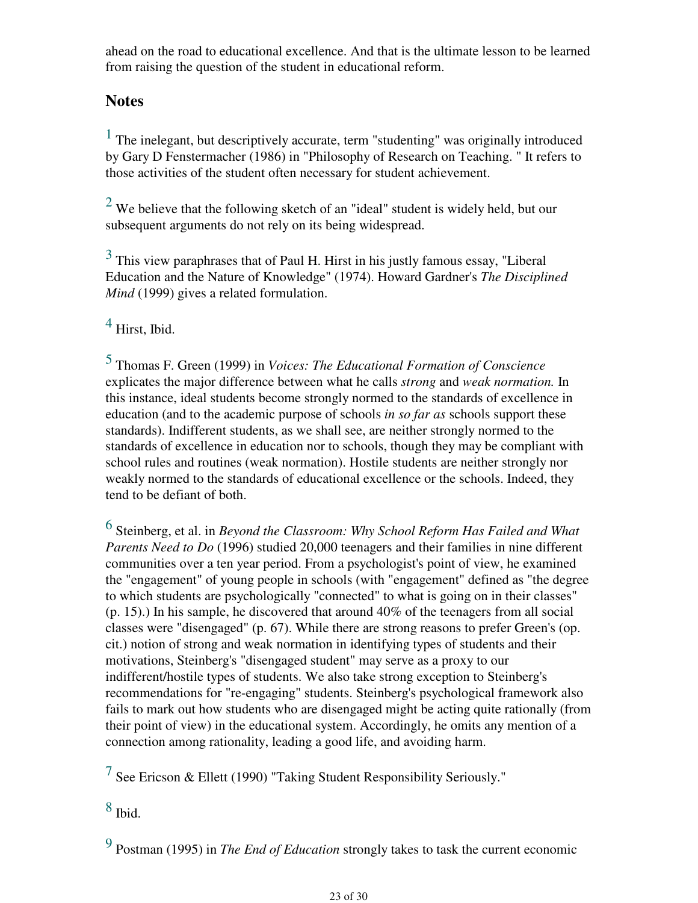ahead on the road to educational excellence. And that is the ultimate lesson to be learned from raising the question of the student in educational reform.

## Notes

[1] The inelegant, but descriptively accurate, term "studenting" was originally introduced by Gary D Fenstermacher (1986) in "Philosophy of Research on Teaching. " It refers to those activities of the student often necessary for student achievement.

[2] We believe that the following sketch of an "ideal" student is widely held, but our subsequent arguments do not rely on its being widespread.

[3] This view paraphrases that of Paul H. Hirst in his justly famous essay, "Liberal Education and the Nature of Knowledge" (1974). Howard Gardner's *The Disciplined Mind* (1999) gives a related formulation.

[4] Hirst, Ibid.

[5] Thomas F. Green (1999) in *Voices: The Educational Formation of Conscience* explicates the major difference between what he calls *strong* and *weak normation.* In this instance, ideal students become strongly normed to the standards of excellence in education (and to the academic purpose of schools *in so far as* schools support these standards). Indifferent students, as we shall see, are neither strongly normed to the standards of excellence in education nor to schools, though they may be compliant with school rules and routines (weak normation). Hostile students are neither strongly nor weakly normed to the standards of educational excellence or the schools. Indeed, they tend to be defiant of both.

[6] Steinberg, et al. in *Beyond the Classroom: Why School Reform Has Failed and What Parents Need to Do* (1996) studied 20,000 teenagers and their families in nine different communities over a ten year period. From a psychologist's point of view, he examined the "engagement" of young people in schools (with "engagement" defined as "the degree to which students are psychologically "connected" to what is going on in their classes" (p. 15).) In his sample, he discovered that around 40% of the teenagers from all social classes were "disengaged" (p. 67). While there are strong reasons to prefer Green's (op. cit.) notion of strong and weak normation in identifying types of students and their motivations, Steinberg's "disengaged student" may serve as a proxy to our indifferent/hostile types of students. We also take strong exception to Steinberg's recommendations for "re-engaging" students. Steinberg's psychological framework also fails to mark out how students who are disengaged might be acting quite rationally (from their point of view) in the educational system. Accordingly, he omits any mention of a connection among rationality, leading a good life, and avoiding harm.

[7] See Ericson & Ellett (1990) "Taking Student Responsibility Seriously."

[8] Ibid.

[9] Postman (1995) in *The End of Education* strongly takes to task the current economic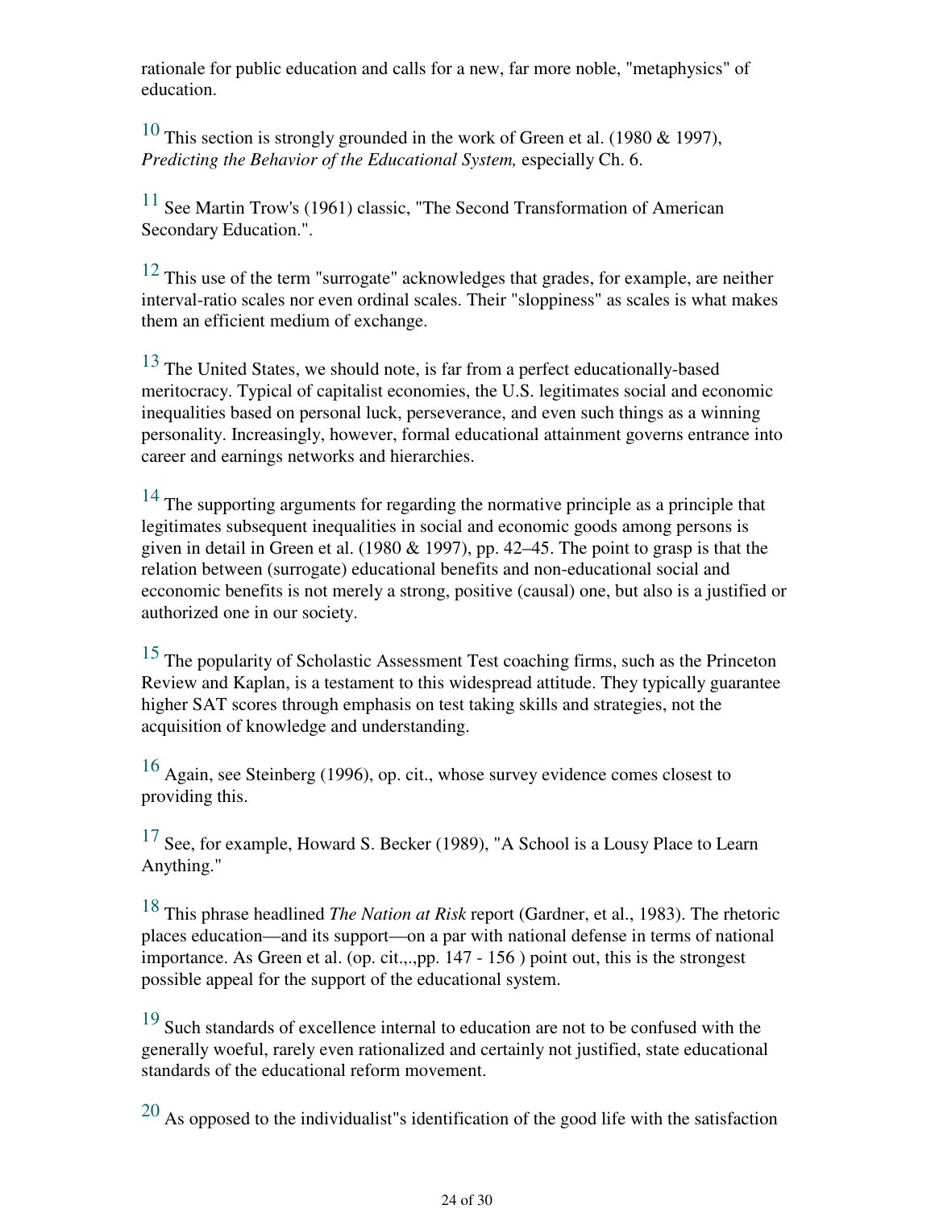rationale for public education and calls for a new, far more noble, "metaphysics" of education.

[10] This section is strongly grounded in the work of Green et al. (1980 & 1997), *Predicting the Behavior of the Educational System,* especially Ch. 6.

[11] See Martin Trow's (1961) classic, "The Second Transformation of American Secondary Education.".

[12] This use of the term "surrogate" acknowledges that grades, for example, are neither interval-ratio scales nor even ordinal scales. Their "sloppiness" as scales is what makes them an efficient medium of exchange.

[13] The United States, we should note, is far from a perfect educationally-based meritocracy. Typical of capitalist economies, the U.S. legitimates social and economic inequalities based on personal luck, perseverance, and even such things as a winning personality. Increasingly, however, formal educational attainment governs entrance into career and earnings networks and hierarchies.

[14] The supporting arguments for regarding the normative principle as a principle that legitimates subsequent inequalities in social and economic goods among persons is given in detail in Green et al. (1980 & 1997), pp. 42–45. The point to grasp is that the relation between (surrogate) educational benefits and non-educational social and ecconomic benefits is not merely a strong, positive (causal) one, but also is a justified or authorized one in our society.

[15] The popularity of Scholastic Assessment Test coaching firms, such as the Princeton Review and Kaplan, is a testament to this widespread attitude. They typically guarantee higher SAT scores through emphasis on test taking skills and strategies, not the acquisition of knowledge and understanding.

[16] Again, see Steinberg (1996), op. cit., whose survey evidence comes closest to providing this.

[17] See, for example, Howard S. Becker (1989), "A School is a Lousy Place to Learn Anything."

[18] This phrase headlined *The Nation at Risk* report (Gardner, et al., 1983). The rhetoric places education—and its support—on a par with national defense in terms of national importance. As Green et al. (op. cit.,.,pp. 147 - 156 ) point out, this is the strongest possible appeal for the support of the educational system.

[19] Such standards of excellence internal to education are not to be confused with the generally woeful, rarely even rationalized and certainly not justified, state educational standards of the educational reform movement.

[20] As opposed to the individualist"s identification of the good life with the satisfaction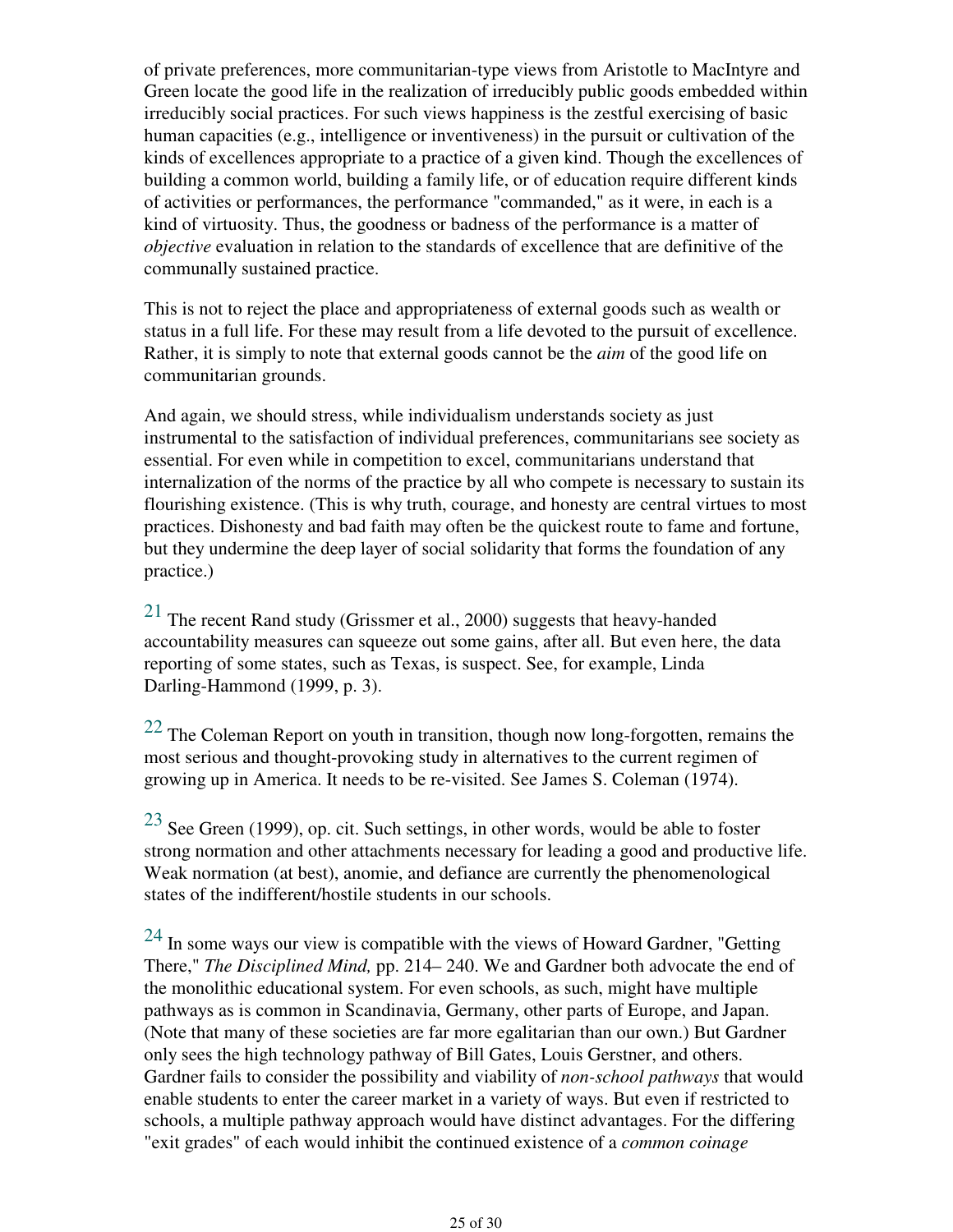of private preferences, more communitarian-type views from Aristotle to MacIntyre and Green locate the good life in the realization of irreducibly public goods embedded within irreducibly social practices. For such views happiness is the zestful exercising of basic human capacities (e.g., intelligence or inventiveness) in the pursuit or cultivation of the kinds of excellences appropriate to a practice of a given kind. Though the excellences of building a common world, building a family life, or of education require different kinds of activities or performances, the performance "commanded," as it were, in each is a kind of virtuosity. Thus, the goodness or badness of the performance is a matter of *objective* evaluation in relation to the standards of excellence that are definitive of the communally sustained practice.

This is not to reject the place and appropriateness of external goods such as wealth or status in a full life. For these may result from a life devoted to the pursuit of excellence. Rather, it is simply to note that external goods cannot be the *aim* of the good life on communitarian grounds.

And again, we should stress, while individualism understands society as just instrumental to the satisfaction of individual preferences, communitarians see society as essential. For even while in competition to excel, communitarians understand that internalization of the norms of the practice by all who compete is necessary to sustain its flourishing existence. (This is why truth, courage, and honesty are central virtues to most practices. Dishonesty and bad faith may often be the quickest route to fame and fortune, but they undermine the deep layer of social solidarity that forms the foundation of any practice.)

[21] The recent Rand study (Grissmer et al., 2000) suggests that heavy-handed accountability measures can squeeze out some gains, after all. But even here, the data reporting of some states, such as Texas, is suspect. See, for example, Linda Darling-Hammond (1999, p. 3).

[22] The Coleman Report on youth in transition, though now long-forgotten, remains the most serious and thought-provoking study in alternatives to the current regimen of growing up in America. It needs to be re-visited. See James S. Coleman (1974).

[23] See Green (1999), op. cit. Such settings, in other words, would be able to foster strong normation and other attachments necessary for leading a good and productive life. Weak normation (at best), anomie, and defiance are currently the phenomenological states of the indifferent/hostile students in our schools.

[24] In some ways our view is compatible with the views of Howard Gardner, "Getting There," *The Disciplined Mind,* pp. 214– 240. We and Gardner both advocate the end of the monolithic educational system. For even schools, as such, might have multiple pathways as is common in Scandinavia, Germany, other parts of Europe, and Japan. (Note that many of these societies are far more egalitarian than our own.) But Gardner only sees the high technology pathway of Bill Gates, Louis Gerstner, and others. Gardner fails to consider the possibility and viability of *non-school pathways* that would enable students to enter the career market in a variety of ways. But even if restricted to schools, a multiple pathway approach would have distinct advantages. For the differing "exit grades" of each would inhibit the continued existence of a *common coinage*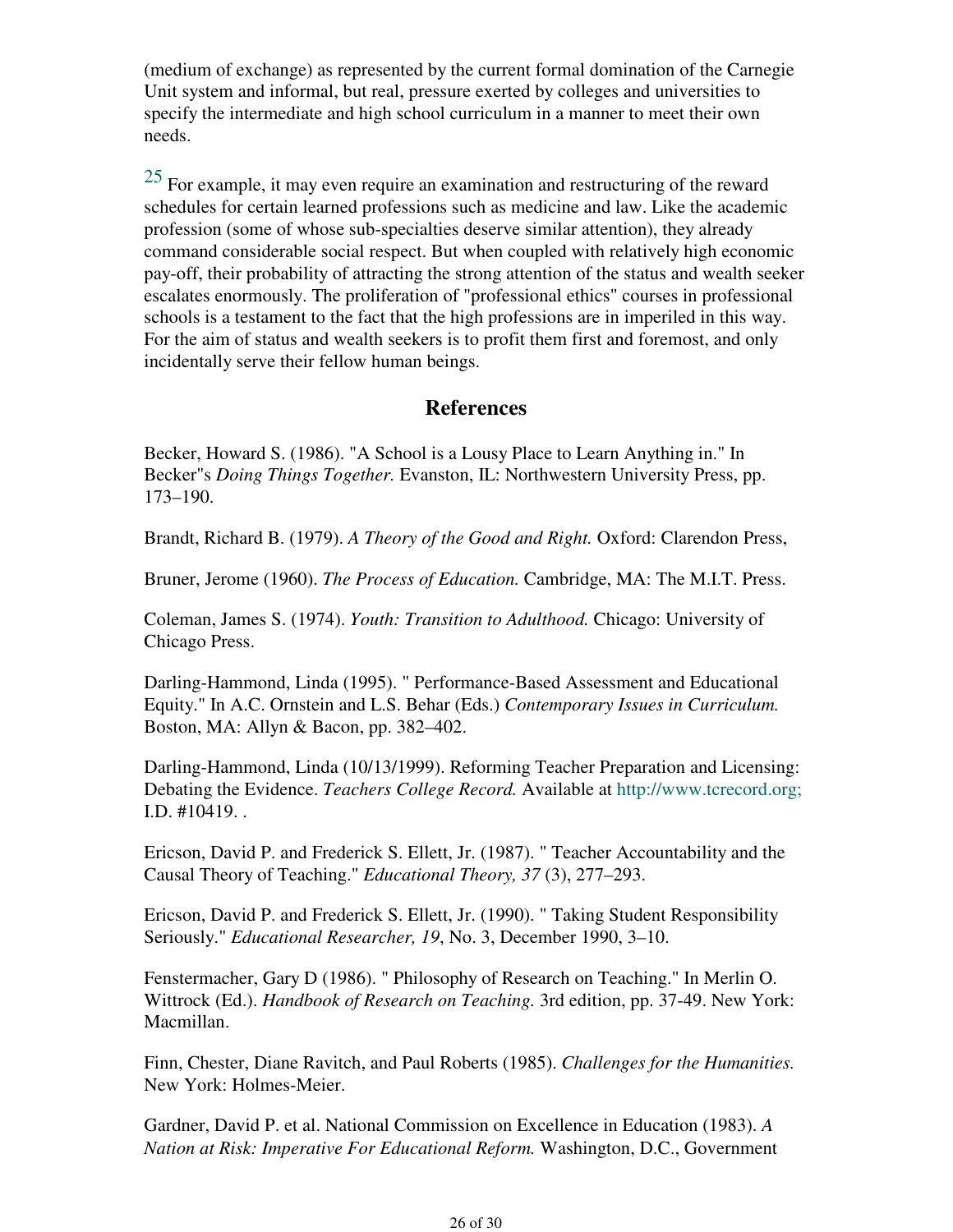(medium of exchange) as represented by the current formal domination of the Carnegie Unit system and informal, but real, pressure exerted by colleges and universities to specify the intermediate and high school curriculum in a manner to meet their own needs.

[25] For example, it may even require an examination and restructuring of the reward schedules for certain learned professions such as medicine and law. Like the academic profession (some of whose sub-specialties deserve similar attention), they already command considerable social respect. But when coupled with relatively high economic pay-off, their probability of attracting the strong attention of the status and wealth seeker escalates enormously. The proliferation of "professional ethics" courses in professional schools is a testament to the fact that the high professions are in imperiled in this way. For the aim of status and wealth seekers is to profit them first and foremost, and only incidentally serve their fellow human beings.

## References

Becker, Howard S. (1986). "A School is a Lousy Place to Learn Anything in." In Becker"s *Doing Things Together.* Evanston, IL: Northwestern University Press, pp. 173–190.

Brandt, Richard B. (1979). *A Theory of the Good and Right.* Oxford: Clarendon Press,

Bruner, Jerome (1960). *The Process of Education.* Cambridge, MA: The M.I.T. Press.

Coleman, James S. (1974). *Youth: Transition to Adulthood.* Chicago: University of Chicago Press.

Darling-Hammond, Linda (1995). " Performance-Based Assessment and Educational Equity." In A.C. Ornstein and L.S. Behar (Eds.) *Contemporary Issues in Curriculum.* Boston, MA: Allyn & Bacon, pp. 382–402.

Darling-Hammond, Linda (10/13/1999). Reforming Teacher Preparation and Licensing: Debating the Evidence. *Teachers College Record.* Available at http://www.tcrecord.org; I.D. #10419. .

Ericson, David P. and Frederick S. Ellett, Jr. (1987). " Teacher Accountability and the Causal Theory of Teaching." *Educational Theory, 37* (3), 277–293.

Ericson, David P. and Frederick S. Ellett, Jr. (1990). " Taking Student Responsibility Seriously." *Educational Researcher, 19*, No. 3, December 1990, 3–10.

Fenstermacher, Gary D (1986). " Philosophy of Research on Teaching." In Merlin O. Wittrock (Ed.). *Handbook of Research on Teaching.* 3rd edition, pp. 37-49. New York: Macmillan.

Finn, Chester, Diane Ravitch, and Paul Roberts (1985). *Challenges for the Humanities.* New York: Holmes-Meier.

Gardner, David P. et al. National Commission on Excellence in Education (1983). *A Nation at Risk: Imperative For Educational Reform.* Washington, D.C., Government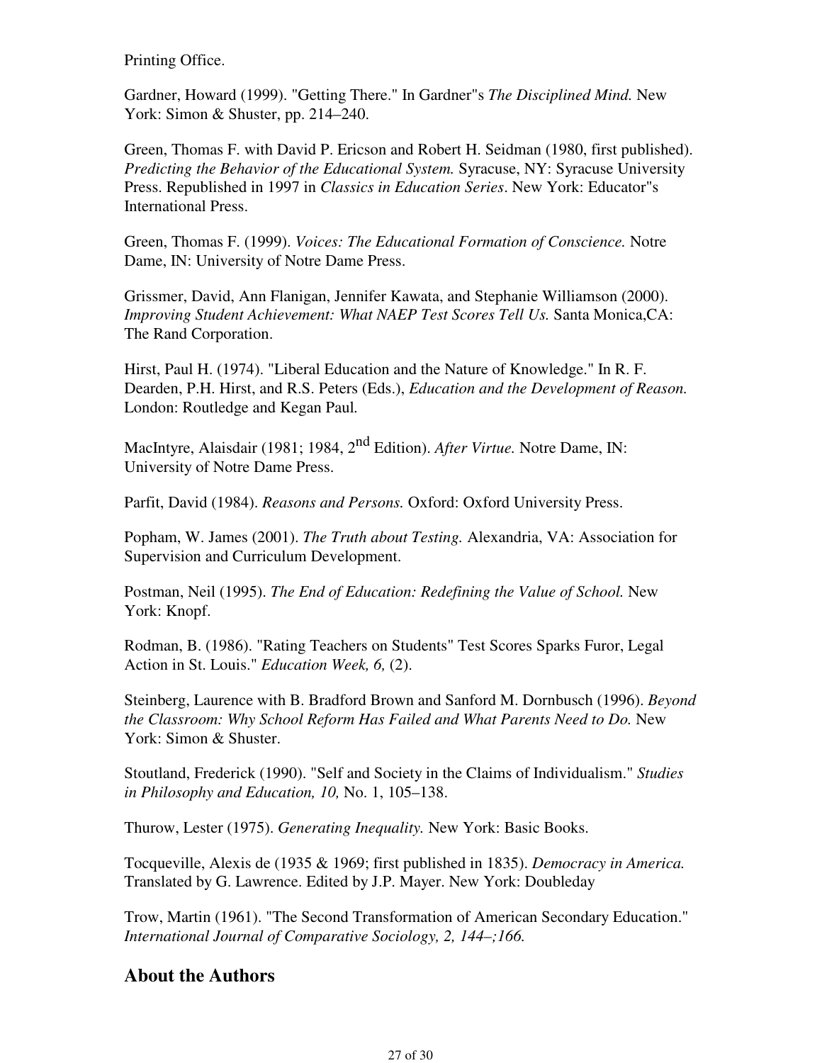Printing Office.

Gardner, Howard (1999). "Getting There." In Gardner"s *The Disciplined Mind.* New York: Simon & Shuster, pp. 214–240.

Green, Thomas F. with David P. Ericson and Robert H. Seidman (1980, first published). *Predicting the Behavior of the Educational System.* Syracuse, NY: Syracuse University Press. Republished in 1997 in *Classics in Education Series*. New York: Educator"s International Press.

Green, Thomas F. (1999). *Voices: The Educational Formation of Conscience.* Notre Dame, IN: University of Notre Dame Press.

Grissmer, David, Ann Flanigan, Jennifer Kawata, and Stephanie Williamson (2000). *Improving Student Achievement: What NAEP Test Scores Tell Us.* Santa Monica,CA: The Rand Corporation.

Hirst, Paul H. (1974). "Liberal Education and the Nature of Knowledge." In R. F. Dearden, P.H. Hirst, and R.S. Peters (Eds.), *Education and the Development of Reason.* London: Routledge and Kegan Paul.

MacIntyre, Alaisdair (1981; 1984, 2nd Edition). *After Virtue.* Notre Dame, IN: University of Notre Dame Press.

Parfit, David (1984). *Reasons and Persons.* Oxford: Oxford University Press.

Popham, W. James (2001). *The Truth about Testing.* Alexandria, VA: Association for Supervision and Curriculum Development.

Postman, Neil (1995). *The End of Education: Redefining the Value of School.* New York: Knopf.

Rodman, B. (1986). "Rating Teachers on Students" Test Scores Sparks Furor, Legal Action in St. Louis." *Education Week, 6,* (2).

Steinberg, Laurence with B. Bradford Brown and Sanford M. Dornbusch (1996). *Beyond the Classroom: Why School Reform Has Failed and What Parents Need to Do.* New York: Simon & Shuster.

Stoutland, Frederick (1990). "Self and Society in the Claims of Individualism." *Studies in Philosophy and Education, 10,* No. 1, 105–138.

Thurow, Lester (1975). *Generating Inequality.* New York: Basic Books.

Tocqueville, Alexis de (1935 & 1969; first published in 1835). *Democracy in America.* Translated by G. Lawrence. Edited by J.P. Mayer. New York: Doubleday

Trow, Martin (1961). "The Second Transformation of American Secondary Education." *International Journal of Comparative Sociology, 2, 144–;166.*

## About the Authors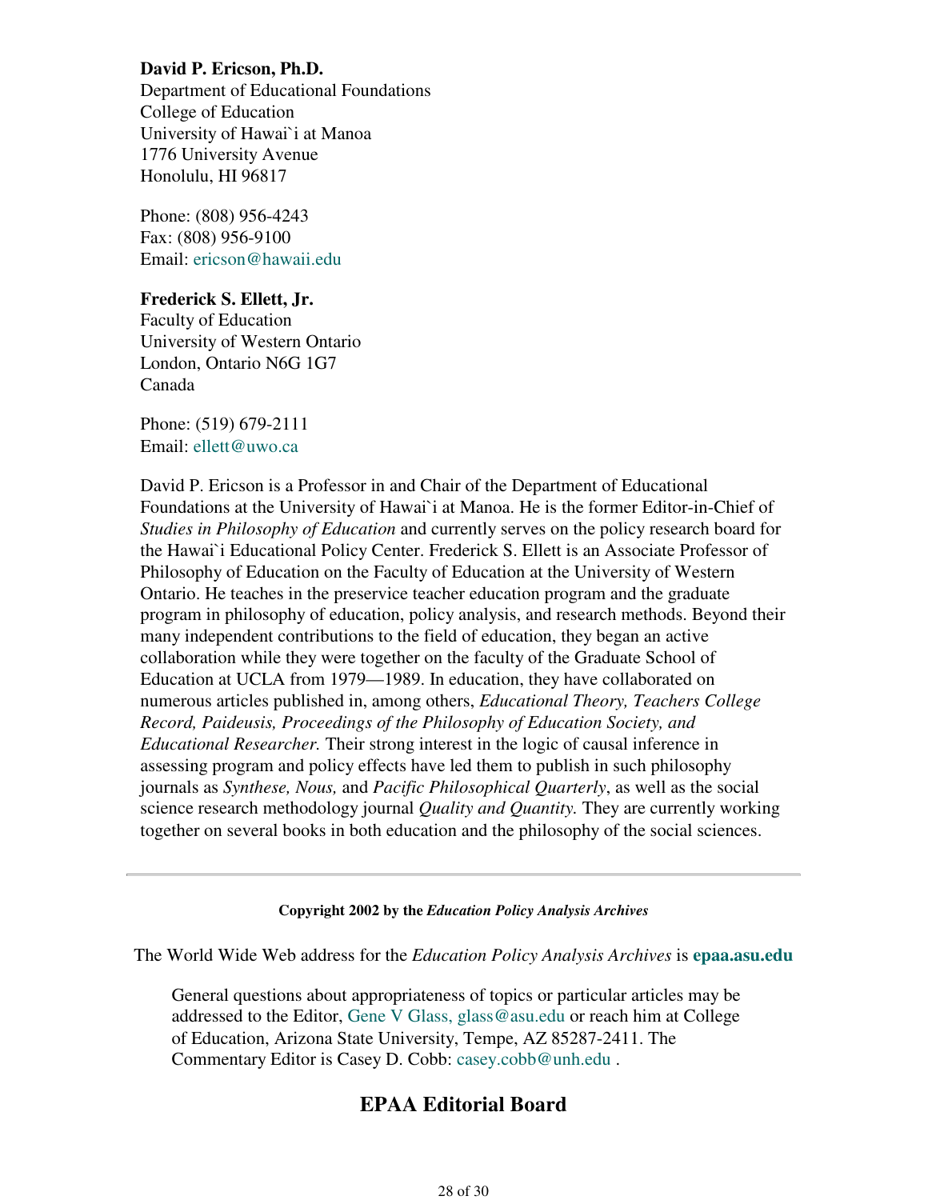**David P. Ericson, Ph.D.**
Department of Educational Foundations
College of Education
University of Hawai`i at Manoa
1776 University Avenue
Honolulu, HI 96817

Phone: (808) 956-4243
Fax: (808) 956-9100
Email: ericson@hawaii.edu

**Frederick S. Ellett, Jr.**
Faculty of Education
University of Western Ontario
London, Ontario N6G 1G7
Canada

Phone: (519) 679-2111
Email: ellett@uwo.ca

David P. Ericson is a Professor in and Chair of the Department of Educational Foundations at the University of Hawai`i at Manoa. He is the former Editor-in-Chief of *Studies in Philosophy of Education* and currently serves on the policy research board for the Hawai`i Educational Policy Center. Frederick S. Ellett is an Associate Professor of Philosophy of Education on the Faculty of Education at the University of Western Ontario. He teaches in the preservice teacher education program and the graduate program in philosophy of education, policy analysis, and research methods. Beyond their many independent contributions to the field of education, they began an active collaboration while they were together on the faculty of the Graduate School of Education at UCLA from 1979—1989. In education, they have collaborated on numerous articles published in, among others, *Educational Theory, Teachers College Record, Paideusis, Proceedings of the Philosophy of Education Society, and Educational Researcher.* Their strong interest in the logic of causal inference in assessing program and policy effects have led them to publish in such philosophy journals as *Synthese, Nous,* and *Pacific Philosophical Quarterly*, as well as the social science research methodology journal *Quality and Quantity.* They are currently working together on several books in both education and the philosophy of the social sciences.

---

**Copyright 2002 by the *Education Policy Analysis Archives***

The World Wide Web address for the *Education Policy Analysis Archives* is **epaa.asu.edu**

General questions about appropriateness of topics or particular articles may be addressed to the Editor, Gene V Glass, glass@asu.edu or reach him at College of Education, Arizona State University, Tempe, AZ 85287-2411. The Commentary Editor is Casey D. Cobb: casey.cobb@unh.edu .

## EPAA Editorial Board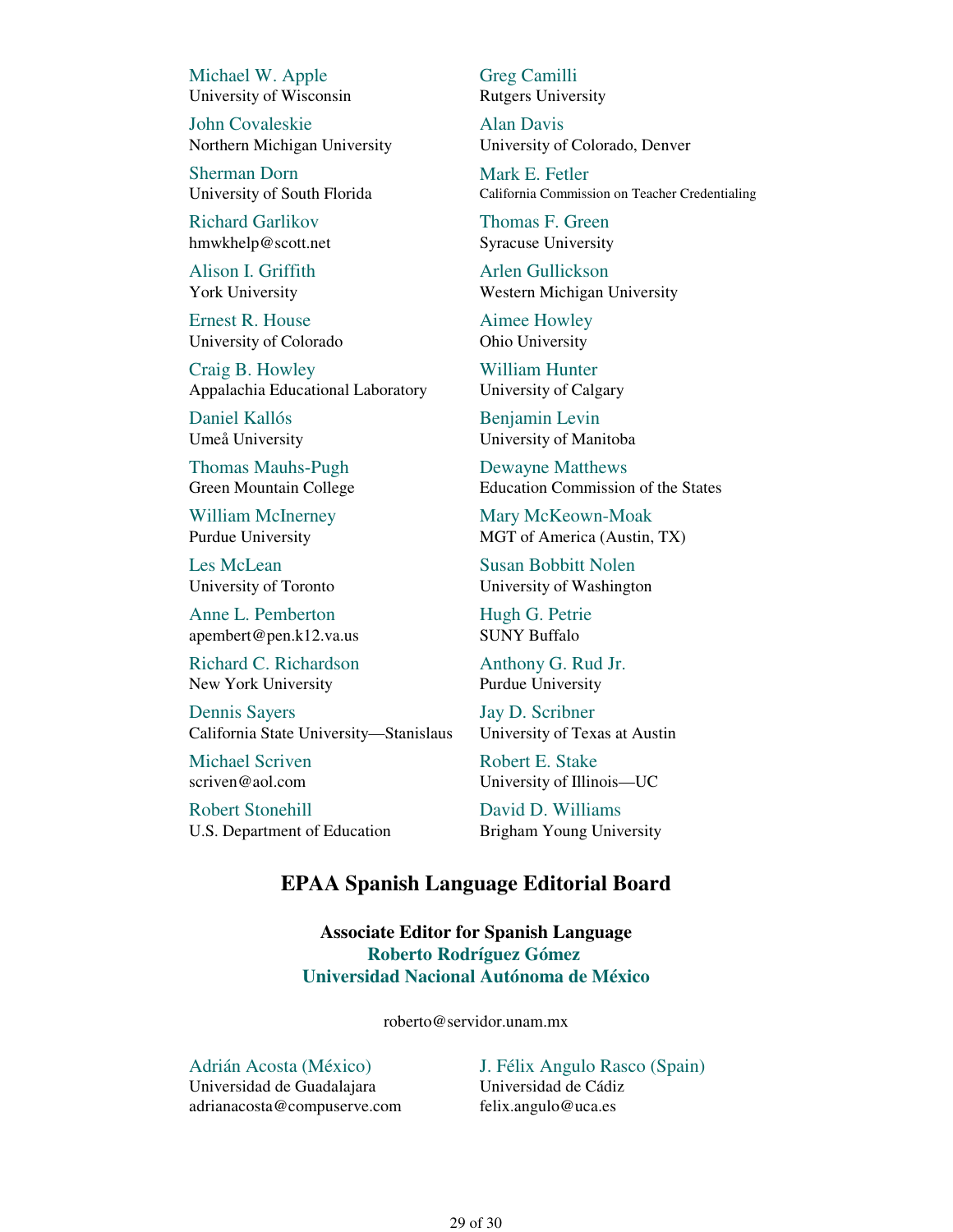Michael W. Apple
University of Wisconsin

Greg Camilli
Rutgers University

John Covaleskie
Northern Michigan University

Alan Davis
University of Colorado, Denver

Sherman Dorn
University of South Florida

Mark E. Fetler
California Commission on Teacher Credentialing

Richard Garlikov
hmwkhelp@scott.net

Thomas F. Green
Syracuse University

Alison I. Griffith
York University

Arlen Gullickson
Western Michigan University

Ernest R. House
University of Colorado

Aimee Howley
Ohio University

Craig B. Howley
Appalachia Educational Laboratory

William Hunter
University of Calgary

Daniel Kallós
Umeå University

Benjamin Levin
University of Manitoba

Thomas Mauhs-Pugh
Green Mountain College

Dewayne Matthews
Education Commission of the States

William McInerney
Purdue University

Mary McKeown-Moak
MGT of America (Austin, TX)

Les McLean
University of Toronto

Susan Bobbitt Nolen
University of Washington

Anne L. Pemberton
apembert@pen.k12.va.us

Hugh G. Petrie
SUNY Buffalo

Richard C. Richardson
New York University

Anthony G. Rud Jr.
Purdue University

Dennis Sayers
California State University—Stanislaus

Jay D. Scribner
University of Texas at Austin

Michael Scriven
scriven@aol.com

Robert E. Stake
University of Illinois—UC

Robert Stonehill
U.S. Department of Education

David D. Williams
Brigham Young University

## EPAA Spanish Language Editorial Board

**Associate Editor for Spanish Language**
**Roberto Rodríguez Gómez**
**Universidad Nacional Autónoma de México**

roberto@servidor.unam.mx

Adrián Acosta (México)
Universidad de Guadalajara
adrianacosta@compuserve.com

J. Félix Angulo Rasco (Spain)
Universidad de Cádiz
felix.angulo@uca.es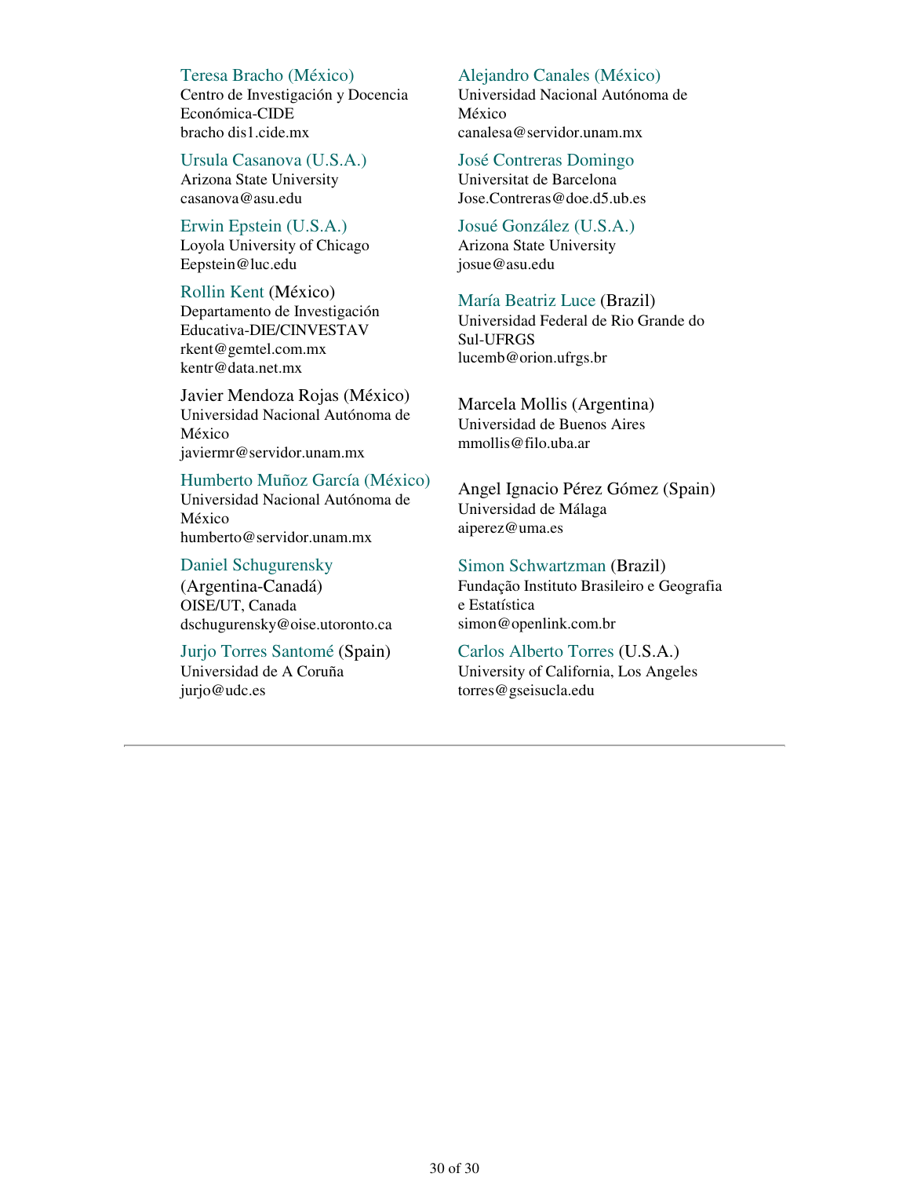Teresa Bracho (México)
Centro de Investigación y Docencia Económica-CIDE
bracho dis1.cide.mx

Alejandro Canales (México)
Universidad Nacional Autónoma de México
canalesa@servidor.unam.mx

Ursula Casanova (U.S.A.)
Arizona State University
casanova@asu.edu

José Contreras Domingo
Universitat de Barcelona
Jose.Contreras@doe.d5.ub.es

Erwin Epstein (U.S.A.)
Loyola University of Chicago
Eepstein@luc.edu

Josué González (U.S.A.)
Arizona State University
josue@asu.edu

Rollin Kent (México)
Departamento de Investigación Educativa-DIE/CINVESTAV
rkent@gemtel.com.mx
kentr@data.net.mx

María Beatriz Luce (Brazil)
Universidad Federal de Rio Grande do Sul-UFRGS
lucemb@orion.ufrgs.br

Javier Mendoza Rojas (México)
Universidad Nacional Autónoma de México
javiermr@servidor.unam.mx

Marcela Mollis (Argentina)
Universidad de Buenos Aires
mmollis@filo.uba.ar

Humberto Muñoz García (México)
Universidad Nacional Autónoma de México
humberto@servidor.unam.mx

Angel Ignacio Pérez Gómez (Spain)
Universidad de Málaga
aiperez@uma.es

Daniel Schugurensky (Argentina-Canadá)
OISE/UT, Canada
dschugurensky@oise.utoronto.ca

Simon Schwartzman (Brazil)
Fundação Instituto Brasileiro e Geografia e Estatística
simon@openlink.com.br

Jurjo Torres Santomé (Spain)
Universidad de A Coruña
jurjo@udc.es

Carlos Alberto Torres (U.S.A.)
University of California, Los Angeles
torres@gseisucla.edu